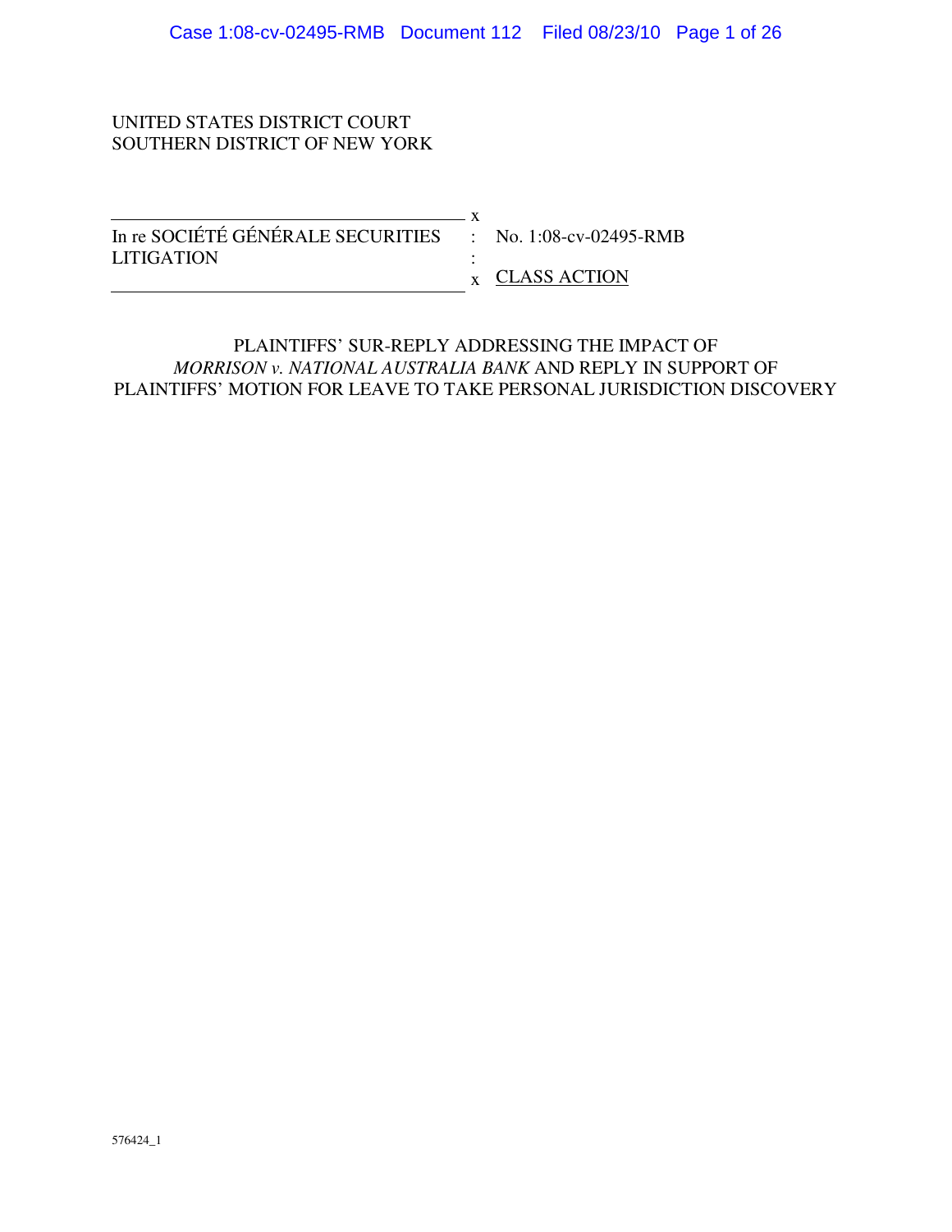UNITED STATES DISTRICT COURT
SOUTHERN DISTRICT OF NEW YORK

| | | |
|---|---|---|
| In re SOCIÉTÉ GÉNÉRALE SECURITIES LITIGATION | : | No. 1:08-cv-02495-RMB |
| | : | CLASS ACTION |

PLAINTIFFS' SUR-REPLY ADDRESSING THE IMPACT OF *MORRISON v. NATIONAL AUSTRALIA BANK* AND REPLY IN SUPPORT OF PLAINTIFFS' MOTION FOR LEAVE TO TAKE PERSONAL JURISDICTION DISCOVERY

576424_1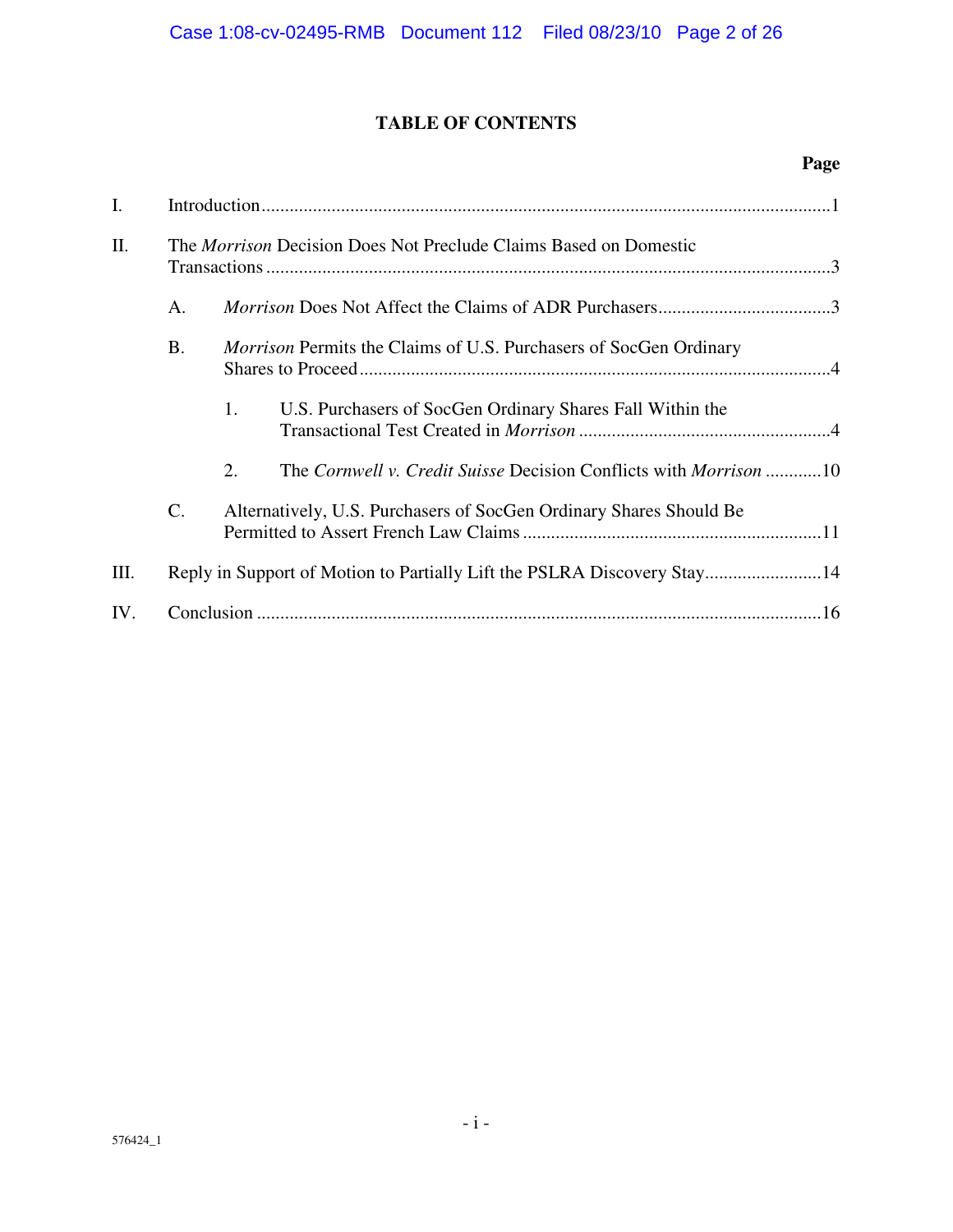# TABLE OF CONTENTS

**Page**

I. Introduction ........................................................................................................................1

II. The *Morrison* Decision Does Not Preclude Claims Based on Domestic Transactions .......................................................................................................................3

- A. *Morrison* Does Not Affect the Claims of ADR Purchasers.....................................3

- B. *Morrison* Permits the Claims of U.S. Purchasers of SocGen Ordinary Shares to Proceed....................................................................................................4

  - 1. U.S. Purchasers of SocGen Ordinary Shares Fall Within the Transactional Test Created in *Morrison* .....................................................4

  - 2. The *Cornwell v. Credit Suisse* Decision Conflicts with *Morrison* ............10

- C. Alternatively, U.S. Purchasers of SocGen Ordinary Shares Should Be Permitted to Assert French Law Claims ................................................................11

III. Reply in Support of Motion to Partially Lift the PSLRA Discovery Stay.........................14

IV. Conclusion ........................................................................................................................16

576424_1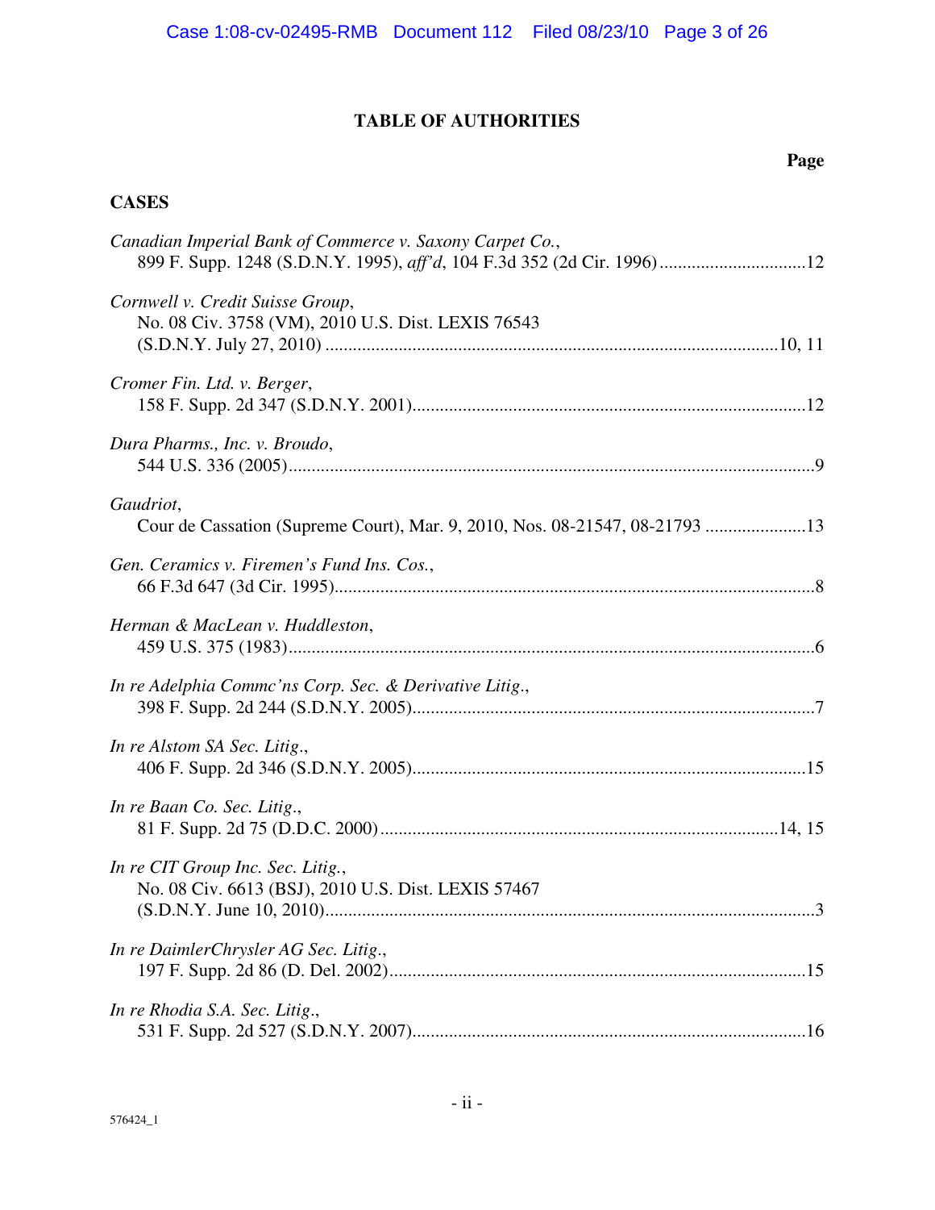## TABLE OF AUTHORITIES

**Page**

### CASES

*Canadian Imperial Bank of Commerce v. Saxony Carpet Co.*,
899 F. Supp. 1248 (S.D.N.Y. 1995), *aff'd*, 104 F.3d 352 (2d Cir. 1996) ................................12

*Cornwell v. Credit Suisse Group*,
No. 08 Civ. 3758 (VM), 2010 U.S. Dist. LEXIS 76543
(S.D.N.Y. July 27, 2010) ..................................................................................................10, 11

*Cromer Fin. Ltd. v. Berger*,
158 F. Supp. 2d 347 (S.D.N.Y. 2001)......................................................................................12

*Dura Pharms., Inc. v. Broudo*,
544 U.S. 336 (2005)...................................................................................................................9

*Gaudriot*,
Cour de Cassation (Supreme Court), Mar. 9, 2010, Nos. 08-21547, 08-21793 ......................13

*Gen. Ceramics v. Firemen's Fund Ins. Cos.*,
66 F.3d 647 (3d Cir. 1995).........................................................................................................8

*Herman & MacLean v. Huddleston*,
459 U.S. 375 (1983)...................................................................................................................6

*In re Adelphia Commc'ns Corp. Sec. & Derivative Litig.*,
398 F. Supp. 2d 244 (S.D.N.Y. 2005)........................................................................................7

*In re Alstom SA Sec. Litig.*,
406 F. Supp. 2d 346 (S.D.N.Y. 2005)......................................................................................15

*In re Baan Co. Sec. Litig.*,
81 F. Supp. 2d 75 (D.D.C. 2000) .......................................................................................14, 15

*In re CIT Group Inc. Sec. Litig.*,
No. 08 Civ. 6613 (BSJ), 2010 U.S. Dist. LEXIS 57467
(S.D.N.Y. June 10, 2010)............................................................................................................3

*In re DaimlerChrysler AG Sec. Litig.*,
197 F. Supp. 2d 86 (D. Del. 2002)...........................................................................................15

*In re Rhodia S.A. Sec. Litig.*,
531 F. Supp. 2d 527 (S.D.N.Y. 2007)......................................................................................16

576424_1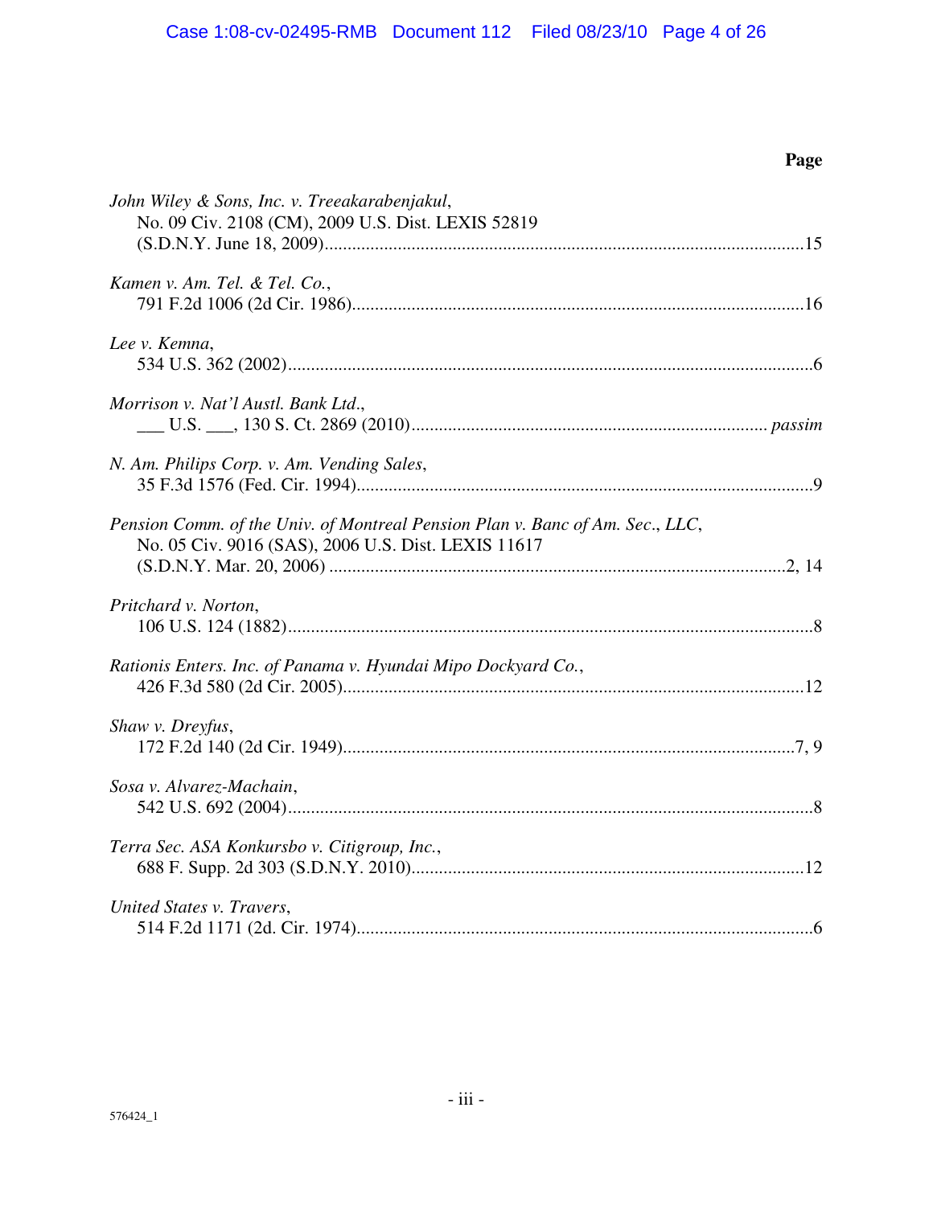**Page**

*John Wiley & Sons, Inc. v. Treeakarabenjakul*,
No. 09 Civ. 2108 (CM), 2009 U.S. Dist. LEXIS 52819
(S.D.N.Y. June 18, 2009)........................................................................................................15

*Kamen v. Am. Tel. & Tel. Co.*,
791 F.2d 1006 (2d Cir. 1986)..................................................................................................16

*Lee v. Kemna*,
534 U.S. 362 (2002)..................................................................................................................6

*Morrison v. Nat'l Austl. Bank Ltd.*,
___ U.S. ___, 130 S. Ct. 2869 (2010)............................................................................ *passim*

*N. Am. Philips Corp. v. Am. Vending Sales*,
35 F.3d 1576 (Fed. Cir. 1994)...................................................................................................9

*Pension Comm. of the Univ. of Montreal Pension Plan v. Banc of Am. Sec., LLC*,
No. 05 Civ. 9016 (SAS), 2006 U.S. Dist. LEXIS 11617
(S.D.N.Y. Mar. 20, 2006) ...................................................................................................2, 14

*Pritchard v. Norton*,
106 U.S. 124 (1882)..................................................................................................................8

*Rationis Enters. Inc. of Panama v. Hyundai Mipo Dockyard Co.*,
426 F.3d 580 (2d Cir. 2005)....................................................................................................12

*Shaw v. Dreyfus*,
172 F.2d 140 (2d Cir. 1949)...................................................................................................7, 9

*Sosa v. Alvarez-Machain*,
542 U.S. 692 (2004)..................................................................................................................8

*Terra Sec. ASA Konkursbo v. Citigroup, Inc.*,
688 F. Supp. 2d 303 (S.D.N.Y. 2010).....................................................................................12

*United States v. Travers*,
514 F.2d 1171 (2d. Cir. 1974)...................................................................................................6

576424_1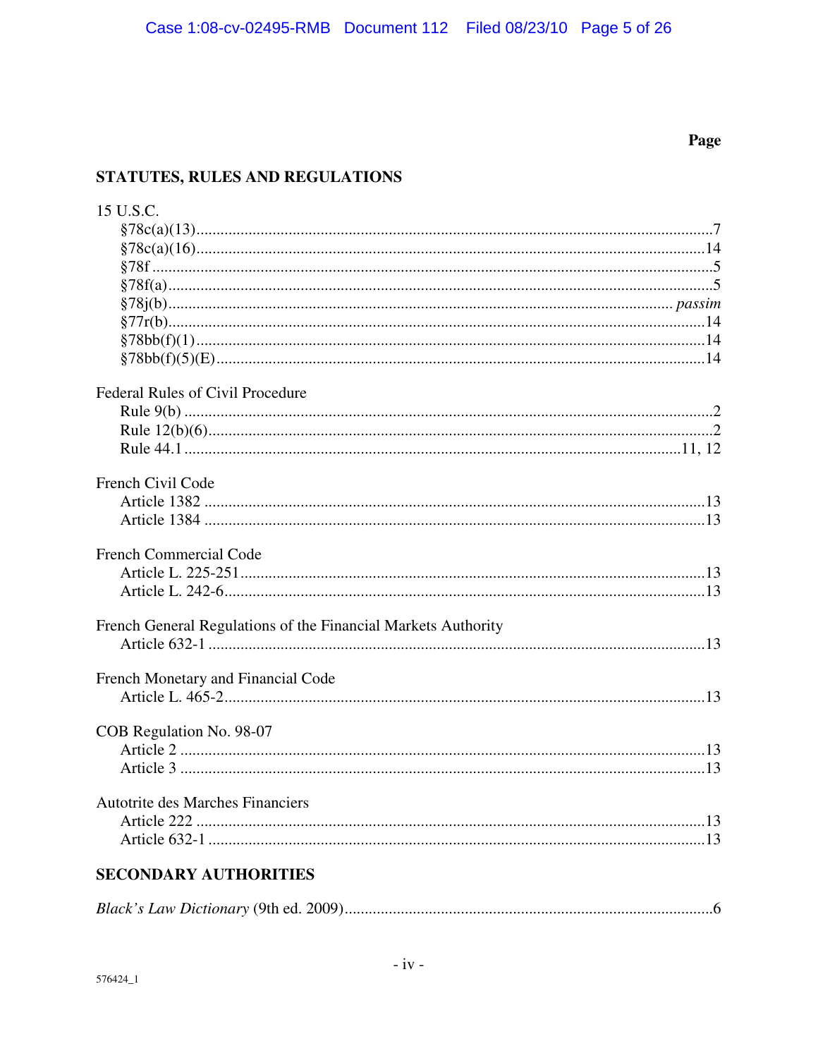Page

## STATUTES, RULES AND REGULATIONS

15 U.S.C.
- §78c(a)(13)....7
- §78c(a)(16)....14
- §78f....5
- §78f(a)....5
- §78j(b).... *passim*
- §77r(b)....14
- §78bb(f)(1)....14
- §78bb(f)(5)(E)....14

Federal Rules of Civil Procedure
- Rule 9(b)....2
- Rule 12(b)(6)....2
- Rule 44.1....11, 12

French Civil Code
- Article 1382....13
- Article 1384....13

French Commercial Code
- Article L. 225-251....13
- Article L. 242-6....13

French General Regulations of the Financial Markets Authority
- Article 632-1....13

French Monetary and Financial Code
- Article L. 465-2....13

COB Regulation No. 98-07
- Article 2....13
- Article 3....13

Autotrite des Marches Financiers
- Article 222....13
- Article 632-1....13

## SECONDARY AUTHORITIES

*Black's Law Dictionary* (9th ed. 2009)....6

576424_1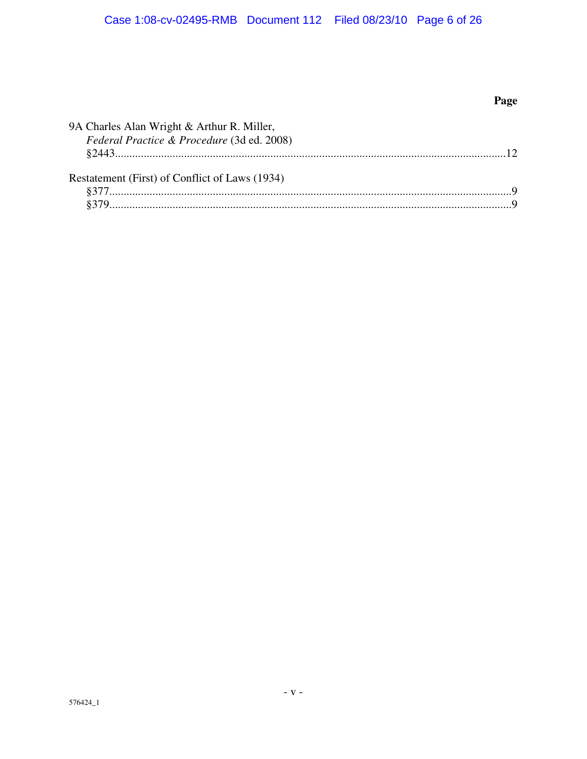**Page**

9A Charles Alan Wright & Arthur R. Miller,
*Federal Practice & Procedure* (3d ed. 2008)
§2443..........................................................................................................................12

Restatement (First) of Conflict of Laws (1934)
§377..............................................................................................................................9
§379..............................................................................................................................9

576424_1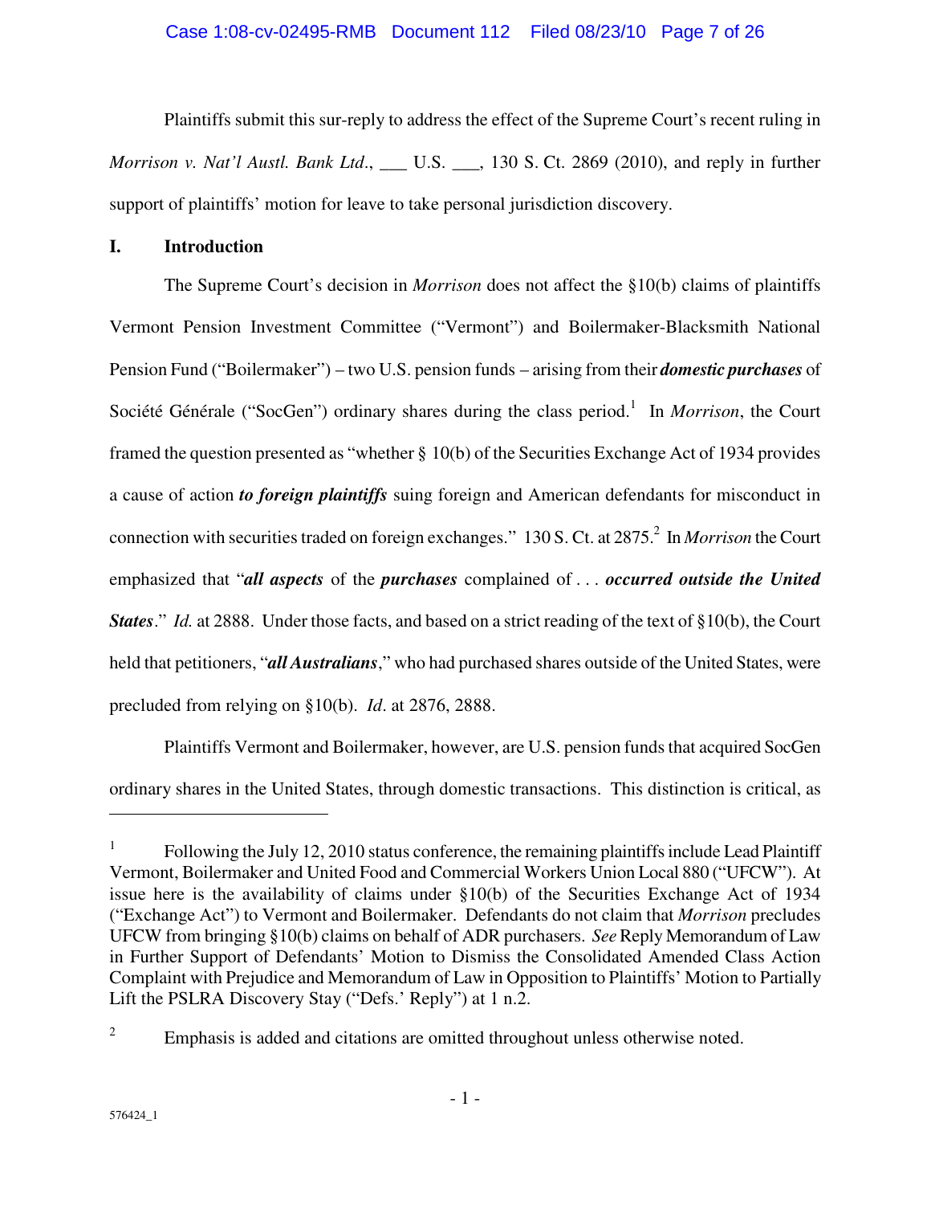Plaintiffs submit this sur-reply to address the effect of the Supreme Court's recent ruling in *Morrison v. Nat'l Austl. Bank Ltd.*, ___ U.S. ___, 130 S. Ct. 2869 (2010), and reply in further support of plaintiffs' motion for leave to take personal jurisdiction discovery.

## I. Introduction

The Supreme Court's decision in *Morrison* does not affect the §10(b) claims of plaintiffs Vermont Pension Investment Committee ("Vermont") and Boilermaker-Blacksmith National Pension Fund ("Boilermaker") – two U.S. pension funds – arising from their ***domestic purchases*** of Société Générale ("SocGen") ordinary shares during the class period.[1] In *Morrison*, the Court framed the question presented as "whether § 10(b) of the Securities Exchange Act of 1934 provides a cause of action ***to foreign plaintiffs*** suing foreign and American defendants for misconduct in connection with securities traded on foreign exchanges." 130 S. Ct. at 2875.[2] In *Morrison* the Court emphasized that "***all aspects*** of the ***purchases*** complained of . . . ***occurred outside the United States***." *Id.* at 2888. Under those facts, and based on a strict reading of the text of §10(b), the Court held that petitioners, "***all Australians***," who had purchased shares outside of the United States, were precluded from relying on §10(b). *Id*. at 2876, 2888.

Plaintiffs Vermont and Boilermaker, however, are U.S. pension funds that acquired SocGen ordinary shares in the United States, through domestic transactions. This distinction is critical, as

---

[1] Following the July 12, 2010 status conference, the remaining plaintiffs include Lead Plaintiff Vermont, Boilermaker and United Food and Commercial Workers Union Local 880 ("UFCW"). At issue here is the availability of claims under §10(b) of the Securities Exchange Act of 1934 ("Exchange Act") to Vermont and Boilermaker. Defendants do not claim that *Morrison* precludes UFCW from bringing §10(b) claims on behalf of ADR purchasers. *See* Reply Memorandum of Law in Further Support of Defendants' Motion to Dismiss the Consolidated Amended Class Action Complaint with Prejudice and Memorandum of Law in Opposition to Plaintiffs' Motion to Partially Lift the PSLRA Discovery Stay ("Defs.' Reply") at 1 n.2.

[2] Emphasis is added and citations are omitted throughout unless otherwise noted.

576424_1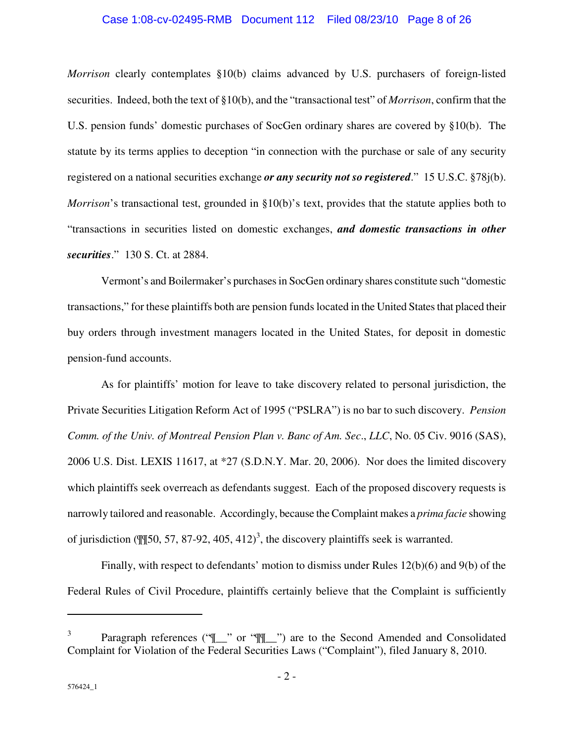*Morrison* clearly contemplates §10(b) claims advanced by U.S. purchasers of foreign-listed securities. Indeed, both the text of §10(b), and the "transactional test" of *Morrison*, confirm that the U.S. pension funds' domestic purchases of SocGen ordinary shares are covered by §10(b). The statute by its terms applies to deception "in connection with the purchase or sale of any security registered on a national securities exchange ***or any security not so registered***." 15 U.S.C. §78j(b). *Morrison*'s transactional test, grounded in §10(b)'s text, provides that the statute applies both to "transactions in securities listed on domestic exchanges, ***and domestic transactions in other securities***." 130 S. Ct. at 2884.

Vermont's and Boilermaker's purchases in SocGen ordinary shares constitute such "domestic transactions," for these plaintiffs both are pension funds located in the United States that placed their buy orders through investment managers located in the United States, for deposit in domestic pension-fund accounts.

As for plaintiffs' motion for leave to take discovery related to personal jurisdiction, the Private Securities Litigation Reform Act of 1995 ("PSLRA") is no bar to such discovery. *Pension Comm. of the Univ. of Montreal Pension Plan v. Banc of Am. Sec., LLC*, No. 05 Civ. 9016 (SAS), 2006 U.S. Dist. LEXIS 11617, at *27 (S.D.N.Y. Mar. 20, 2006). Nor does the limited discovery which plaintiffs seek overreach as defendants suggest. Each of the proposed discovery requests is narrowly tailored and reasonable. Accordingly, because the Complaint makes a *prima facie* showing of jurisdiction (¶¶50, 57, 87-92, 405, 412)[3], the discovery plaintiffs seek is warranted.

Finally, with respect to defendants' motion to dismiss under Rules 12(b)(6) and 9(b) of the Federal Rules of Civil Procedure, plaintiffs certainly believe that the Complaint is sufficiently

---

[3] Paragraph references ("¶__" or "¶¶__") are to the Second Amended and Consolidated Complaint for Violation of the Federal Securities Laws ("Complaint"), filed January 8, 2010.

576424_1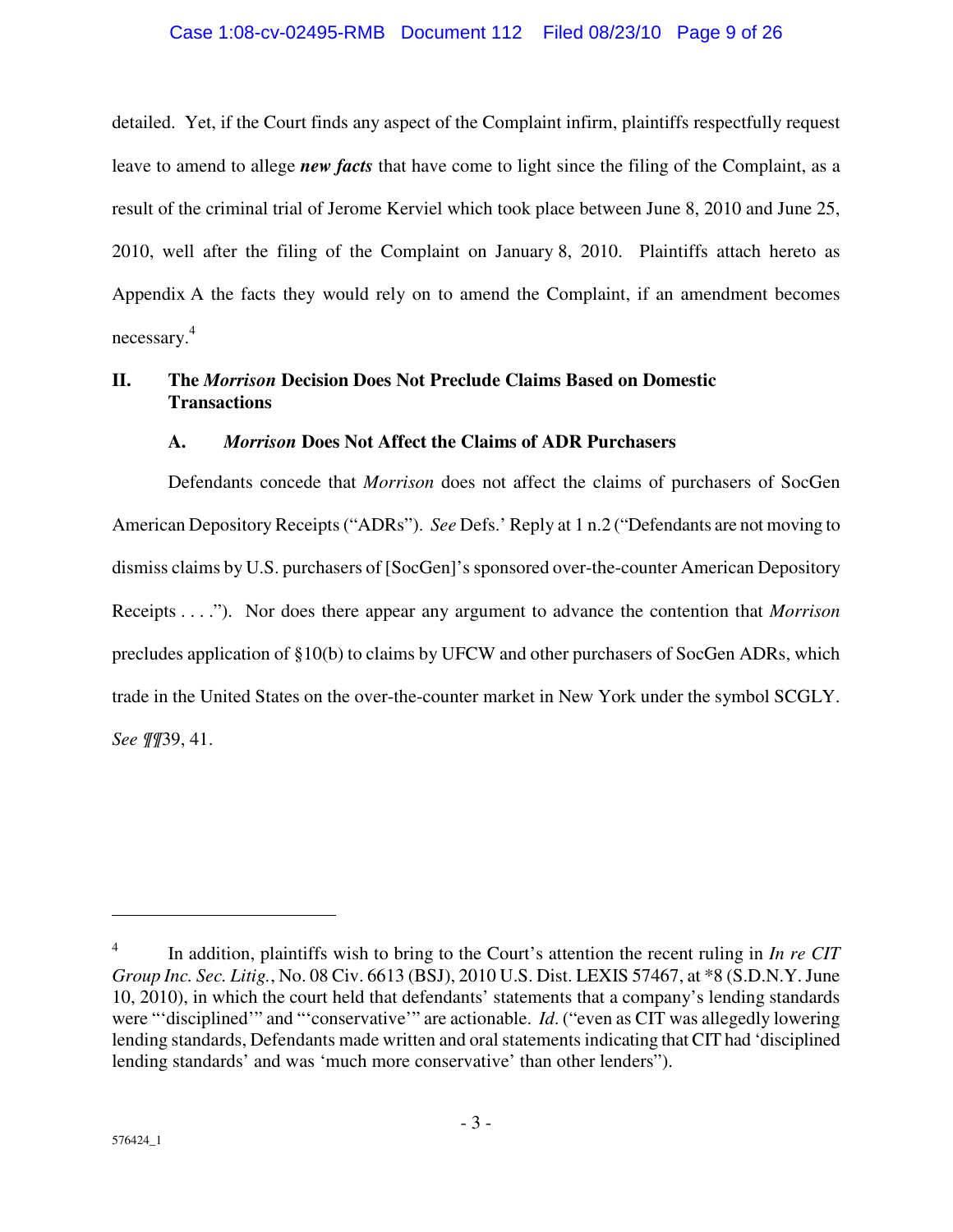detailed. Yet, if the Court finds any aspect of the Complaint infirm, plaintiffs respectfully request leave to amend to allege ***new facts*** that have come to light since the filing of the Complaint, as a result of the criminal trial of Jerome Kerviel which took place between June 8, 2010 and June 25, 2010, well after the filing of the Complaint on January 8, 2010. Plaintiffs attach hereto as Appendix A the facts they would rely on to amend the Complaint, if an amendment becomes necessary.[4]

## II. The *Morrison* Decision Does Not Preclude Claims Based on Domestic Transactions

### A. *Morrison* Does Not Affect the Claims of ADR Purchasers

Defendants concede that *Morrison* does not affect the claims of purchasers of SocGen American Depository Receipts ("ADRs"). *See* Defs.' Reply at 1 n.2 ("Defendants are not moving to dismiss claims by U.S. purchasers of [SocGen]'s sponsored over-the-counter American Depository Receipts . . . ."). Nor does there appear any argument to advance the contention that *Morrison* precludes application of §10(b) to claims by UFCW and other purchasers of SocGen ADRs, which trade in the United States on the over-the-counter market in New York under the symbol SCGLY. *See* ¶¶39, 41.

---

[4] In addition, plaintiffs wish to bring to the Court's attention the recent ruling in *In re CIT Group Inc. Sec. Litig.*, No. 08 Civ. 6613 (BSJ), 2010 U.S. Dist. LEXIS 57467, at *8 (S.D.N.Y. June 10, 2010), in which the court held that defendants' statements that a company's lending standards were "'disciplined'" and "'conservative'" are actionable. *Id.* ("even as CIT was allegedly lowering lending standards, Defendants made written and oral statements indicating that CIT had 'disciplined lending standards' and was 'much more conservative' than other lenders").

576424_1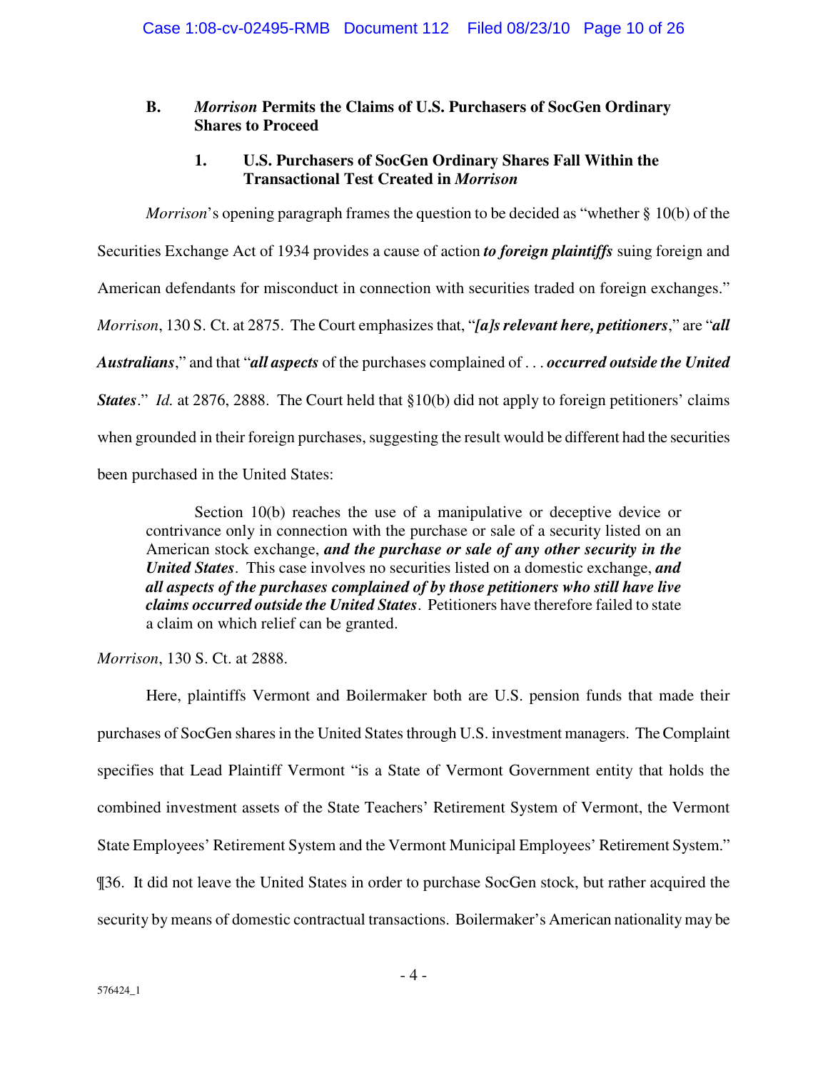### B. *Morrison* Permits the Claims of U.S. Purchasers of SocGen Ordinary Shares to Proceed

#### 1. U.S. Purchasers of SocGen Ordinary Shares Fall Within the Transactional Test Created in *Morrison*

*Morrison*'s opening paragraph frames the question to be decided as "whether § 10(b) of the Securities Exchange Act of 1934 provides a cause of action ***to foreign plaintiffs*** suing foreign and American defendants for misconduct in connection with securities traded on foreign exchanges." *Morrison*, 130 S. Ct. at 2875. The Court emphasizes that, "***[a]s relevant here, petitioners***," are "***all Australians***," and that "***all aspects*** of the purchases complained of . . . ***occurred outside the United States***." *Id.* at 2876, 2888. The Court held that §10(b) did not apply to foreign petitioners' claims when grounded in their foreign purchases, suggesting the result would be different had the securities been purchased in the United States:

> Section 10(b) reaches the use of a manipulative or deceptive device or contrivance only in connection with the purchase or sale of a security listed on an American stock exchange, ***and the purchase or sale of any other security in the United States***. This case involves no securities listed on a domestic exchange, ***and all aspects of the purchases complained of by those petitioners who still have live claims occurred outside the United States***. Petitioners have therefore failed to state a claim on which relief can be granted.

*Morrison*, 130 S. Ct. at 2888.

Here, plaintiffs Vermont and Boilermaker both are U.S. pension funds that made their purchases of SocGen shares in the United States through U.S. investment managers. The Complaint specifies that Lead Plaintiff Vermont "is a State of Vermont Government entity that holds the combined investment assets of the State Teachers' Retirement System of Vermont, the Vermont State Employees' Retirement System and the Vermont Municipal Employees' Retirement System." ¶36. It did not leave the United States in order to purchase SocGen stock, but rather acquired the security by means of domestic contractual transactions. Boilermaker's American nationality may be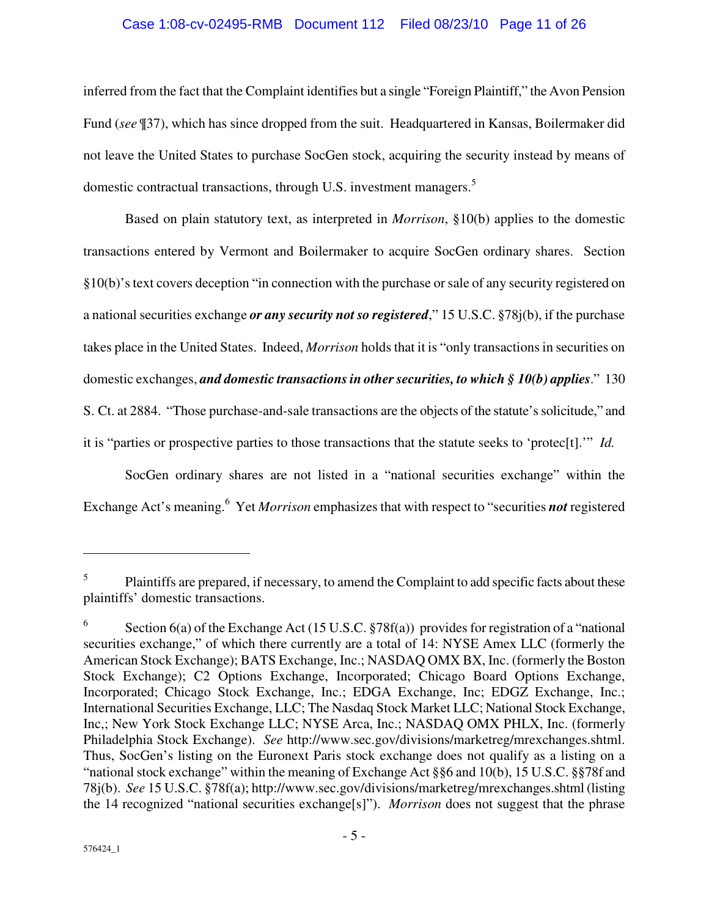inferred from the fact that the Complaint identifies but a single "Foreign Plaintiff," the Avon Pension Fund (*see* ¶37), which has since dropped from the suit. Headquartered in Kansas, Boilermaker did not leave the United States to purchase SocGen stock, acquiring the security instead by means of domestic contractual transactions, through U.S. investment managers.[5]

Based on plain statutory text, as interpreted in *Morrison*, §10(b) applies to the domestic transactions entered by Vermont and Boilermaker to acquire SocGen ordinary shares. Section §10(b)'s text covers deception "in connection with the purchase or sale of any security registered on a national securities exchange ***or any security not so registered***," 15 U.S.C. §78j(b), if the purchase takes place in the United States. Indeed, *Morrison* holds that it is "only transactions in securities on domestic exchanges, ***and domestic transactions in other securities, to which § 10(b) applies***." 130 S. Ct. at 2884. "Those purchase-and-sale transactions are the objects of the statute's solicitude," and it is "parties or prospective parties to those transactions that the statute seeks to 'protec[t].'" *Id.*

SocGen ordinary shares are not listed in a "national securities exchange" within the Exchange Act's meaning.[6] Yet *Morrison* emphasizes that with respect to "securities ***not*** registered

---

[5] Plaintiffs are prepared, if necessary, to amend the Complaint to add specific facts about these plaintiffs' domestic transactions.

[6] Section 6(a) of the Exchange Act (15 U.S.C. §78f(a)) provides for registration of a "national securities exchange," of which there currently are a total of 14: NYSE Amex LLC (formerly the American Stock Exchange); BATS Exchange, Inc.; NASDAQ OMX BX, Inc. (formerly the Boston Stock Exchange); C2 Options Exchange, Incorporated; Chicago Board Options Exchange, Incorporated; Chicago Stock Exchange, Inc.; EDGA Exchange, Inc; EDGZ Exchange, Inc.; International Securities Exchange, LLC; The Nasdaq Stock Market LLC; National Stock Exchange, Inc,; New York Stock Exchange LLC; NYSE Arca, Inc.; NASDAQ OMX PHLX, Inc. (formerly Philadelphia Stock Exchange). *See* http://www.sec.gov/divisions/marketreg/mrexchanges.shtml. Thus, SocGen's listing on the Euronext Paris stock exchange does not qualify as a listing on a "national stock exchange" within the meaning of Exchange Act §§6 and 10(b), 15 U.S.C. §§78f and 78j(b). *See* 15 U.S.C. §78f(a); http://www.sec.gov/divisions/marketreg/mrexchanges.shtml (listing the 14 recognized "national securities exchange[s]"). *Morrison* does not suggest that the phrase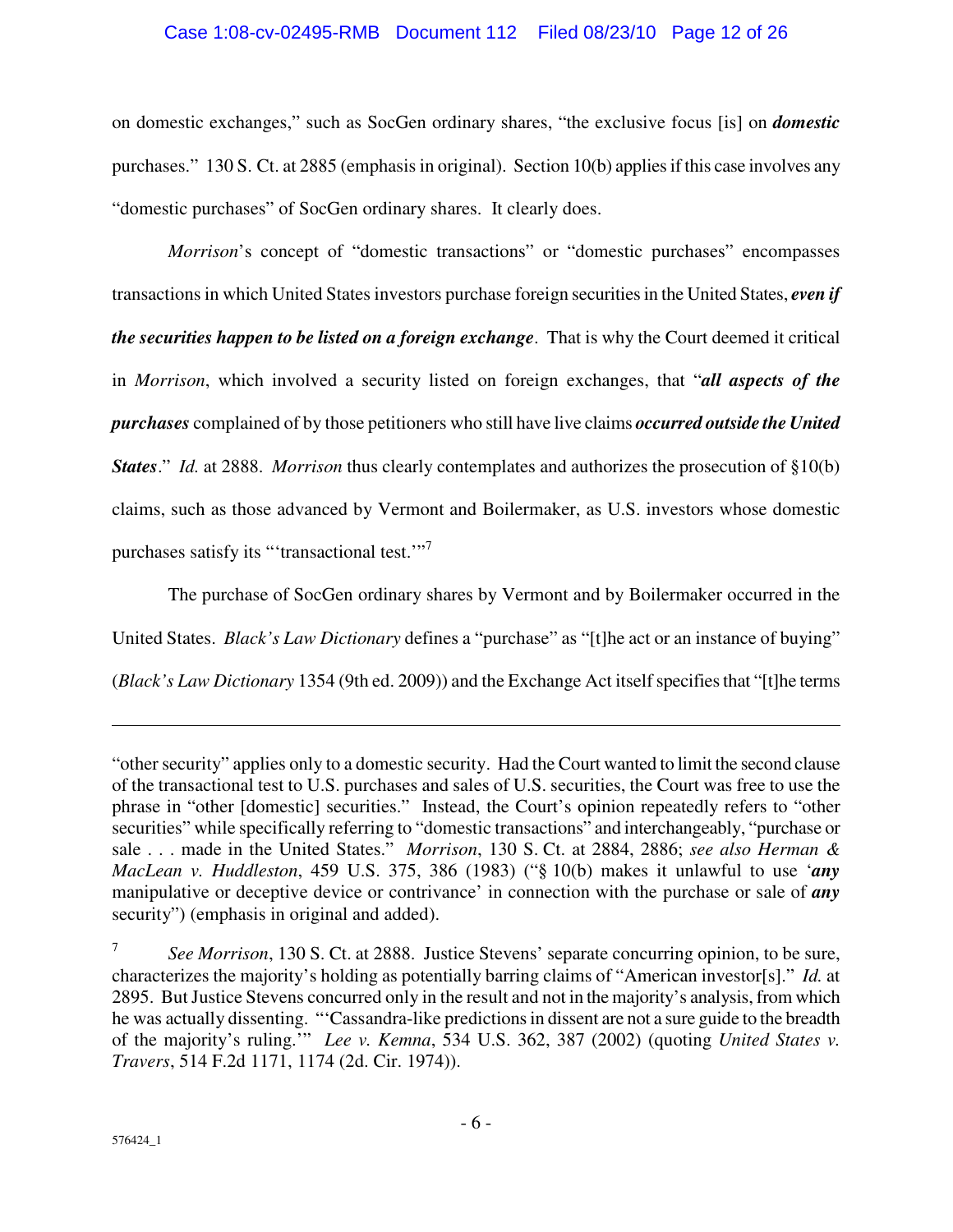on domestic exchanges," such as SocGen ordinary shares, "the exclusive focus [is] on ***domestic*** purchases." 130 S. Ct. at 2885 (emphasis in original). Section 10(b) applies if this case involves any "domestic purchases" of SocGen ordinary shares. It clearly does.

*Morrison*'s concept of "domestic transactions" or "domestic purchases" encompasses transactions in which United States investors purchase foreign securities in the United States, ***even if the securities happen to be listed on a foreign exchange***. That is why the Court deemed it critical in *Morrison*, which involved a security listed on foreign exchanges, that "***all aspects of the purchases*** complained of by those petitioners who still have live claims ***occurred outside the United States***." *Id.* at 2888. *Morrison* thus clearly contemplates and authorizes the prosecution of §10(b) claims, such as those advanced by Vermont and Boilermaker, as U.S. investors whose domestic purchases satisfy its "'transactional test.'"[7]

The purchase of SocGen ordinary shares by Vermont and by Boilermaker occurred in the United States. *Black's Law Dictionary* defines a "purchase" as "[t]he act or an instance of buying" (*Black's Law Dictionary* 1354 (9th ed. 2009)) and the Exchange Act itself specifies that "[t]he terms

---

"other security" applies only to a domestic security. Had the Court wanted to limit the second clause of the transactional test to U.S. purchases and sales of U.S. securities, the Court was free to use the phrase in "other [domestic] securities." Instead, the Court's opinion repeatedly refers to "other securities" while specifically referring to "domestic transactions" and interchangeably, "purchase or sale . . . made in the United States." *Morrison*, 130 S. Ct. at 2884, 2886; *see also Herman & MacLean v. Huddleston*, 459 U.S. 375, 386 (1983) ("§ 10(b) makes it unlawful to use '***any*** manipulative or deceptive device or contrivance' in connection with the purchase or sale of ***any*** security") (emphasis in original and added).

[7] *See Morrison*, 130 S. Ct. at 2888. Justice Stevens' separate concurring opinion, to be sure, characterizes the majority's holding as potentially barring claims of "American investor[s]." *Id.* at 2895. But Justice Stevens concurred only in the result and not in the majority's analysis, from which he was actually dissenting. "'Cassandra-like predictions in dissent are not a sure guide to the breadth of the majority's ruling.'" *Lee v. Kemna*, 534 U.S. 362, 387 (2002) (quoting *United States v. Travers*, 514 F.2d 1171, 1174 (2d. Cir. 1974)).

576424_1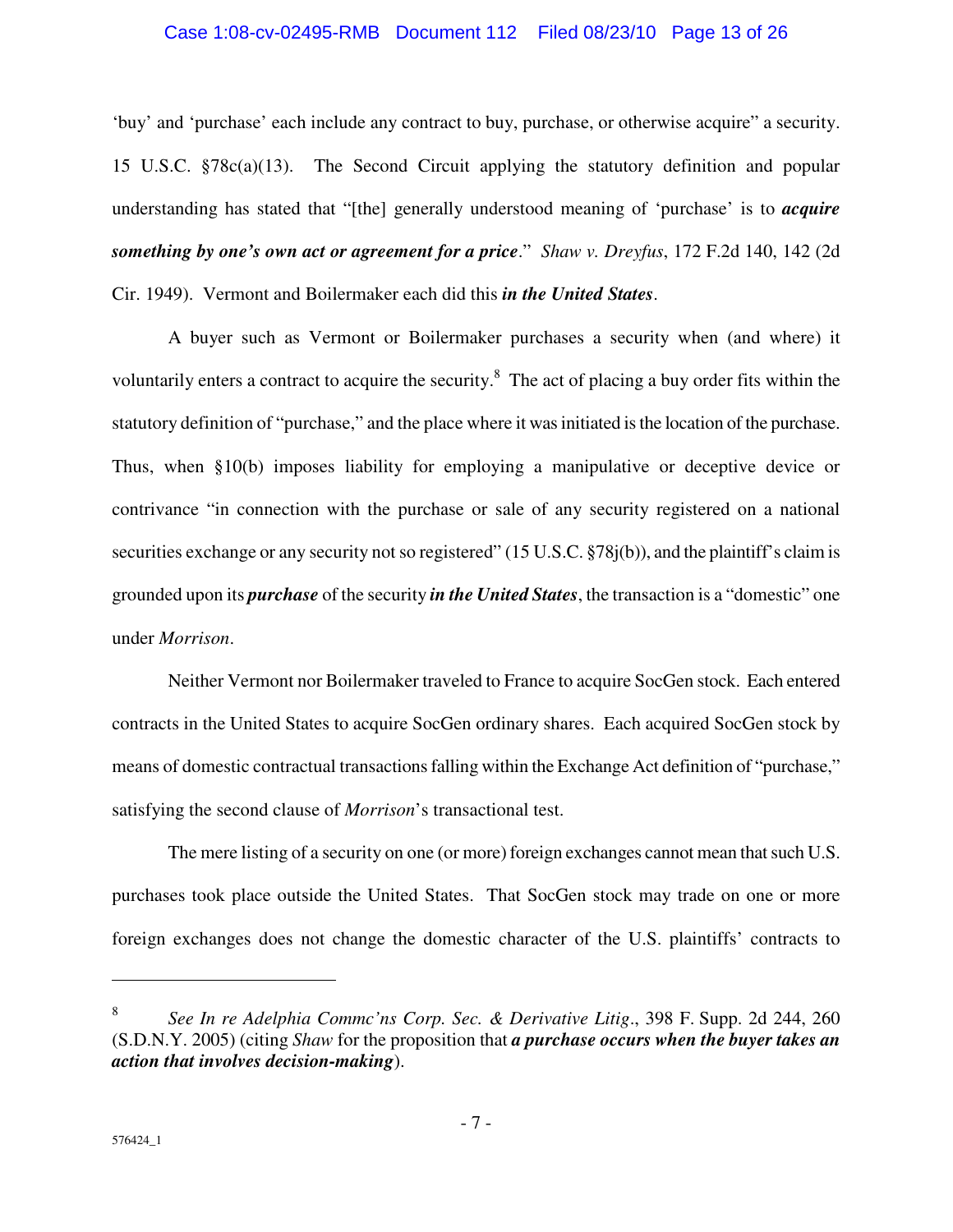'buy' and 'purchase' each include any contract to buy, purchase, or otherwise acquire" a security. 15 U.S.C. §78c(a)(13). The Second Circuit applying the statutory definition and popular understanding has stated that "[the] generally understood meaning of 'purchase' is to ***acquire something by one's own act or agreement for a price***." *Shaw v. Dreyfus*, 172 F.2d 140, 142 (2d Cir. 1949). Vermont and Boilermaker each did this ***in the United States***.

A buyer such as Vermont or Boilermaker purchases a security when (and where) it voluntarily enters a contract to acquire the security.[8] The act of placing a buy order fits within the statutory definition of "purchase," and the place where it was initiated is the location of the purchase. Thus, when §10(b) imposes liability for employing a manipulative or deceptive device or contrivance "in connection with the purchase or sale of any security registered on a national securities exchange or any security not so registered" (15 U.S.C. §78j(b)), and the plaintiff's claim is grounded upon its ***purchase*** of the security ***in the United States***, the transaction is a "domestic" one under *Morrison*.

Neither Vermont nor Boilermaker traveled to France to acquire SocGen stock. Each entered contracts in the United States to acquire SocGen ordinary shares. Each acquired SocGen stock by means of domestic contractual transactions falling within the Exchange Act definition of "purchase," satisfying the second clause of *Morrison*'s transactional test.

The mere listing of a security on one (or more) foreign exchanges cannot mean that such U.S. purchases took place outside the United States. That SocGen stock may trade on one or more foreign exchanges does not change the domestic character of the U.S. plaintiffs' contracts to

---

[8] *See In re Adelphia Commc'ns Corp. Sec. & Derivative Litig*., 398 F. Supp. 2d 244, 260 (S.D.N.Y. 2005) (citing *Shaw* for the proposition that ***a purchase occurs when the buyer takes an action that involves decision-making***).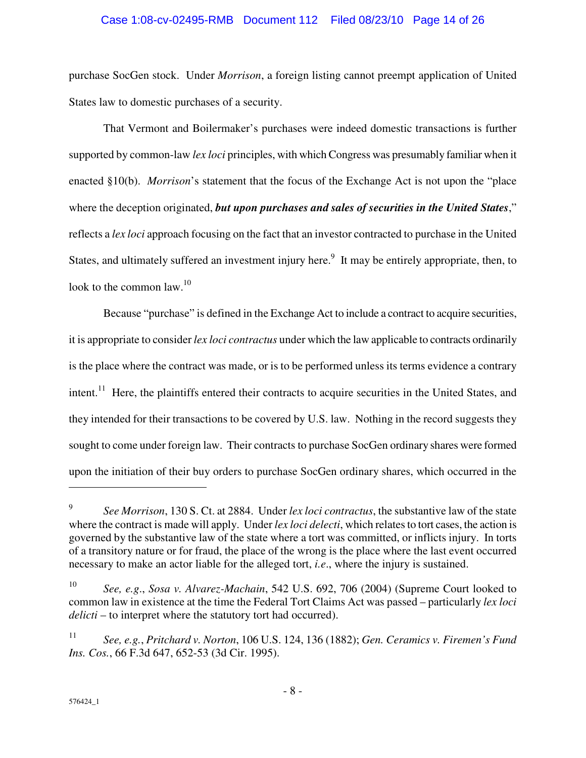purchase SocGen stock. Under *Morrison*, a foreign listing cannot preempt application of United States law to domestic purchases of a security.

That Vermont and Boilermaker's purchases were indeed domestic transactions is further supported by common-law *lex loci* principles, with which Congress was presumably familiar when it enacted §10(b). *Morrison*'s statement that the focus of the Exchange Act is not upon the "place where the deception originated, ***but upon purchases and sales of securities in the United States***," reflects a *lex loci* approach focusing on the fact that an investor contracted to purchase in the United States, and ultimately suffered an investment injury here.[9] It may be entirely appropriate, then, to look to the common law.[10]

Because "purchase" is defined in the Exchange Act to include a contract to acquire securities, it is appropriate to consider *lex loci contractus* under which the law applicable to contracts ordinarily is the place where the contract was made, or is to be performed unless its terms evidence a contrary intent.[11] Here, the plaintiffs entered their contracts to acquire securities in the United States, and they intended for their transactions to be covered by U.S. law. Nothing in the record suggests they sought to come under foreign law. Their contracts to purchase SocGen ordinary shares were formed upon the initiation of their buy orders to purchase SocGen ordinary shares, which occurred in the

---

[9] *See Morrison*, 130 S. Ct. at 2884. Under *lex loci contractus*, the substantive law of the state where the contract is made will apply. Under *lex loci delecti*, which relates to tort cases, the action is governed by the substantive law of the state where a tort was committed, or inflicts injury. In torts of a transitory nature or for fraud, the place of the wrong is the place where the last event occurred necessary to make an actor liable for the alleged tort, *i.e.*, where the injury is sustained.

[10] *See, e.g.*, *Sosa v. Alvarez-Machain*, 542 U.S. 692, 706 (2004) (Supreme Court looked to common law in existence at the time the Federal Tort Claims Act was passed – particularly *lex loci delicti* – to interpret where the statutory tort had occurred).

[11] *See, e.g.*, *Pritchard v. Norton*, 106 U.S. 124, 136 (1882); *Gen. Ceramics v. Firemen's Fund Ins. Cos.*, 66 F.3d 647, 652-53 (3d Cir. 1995).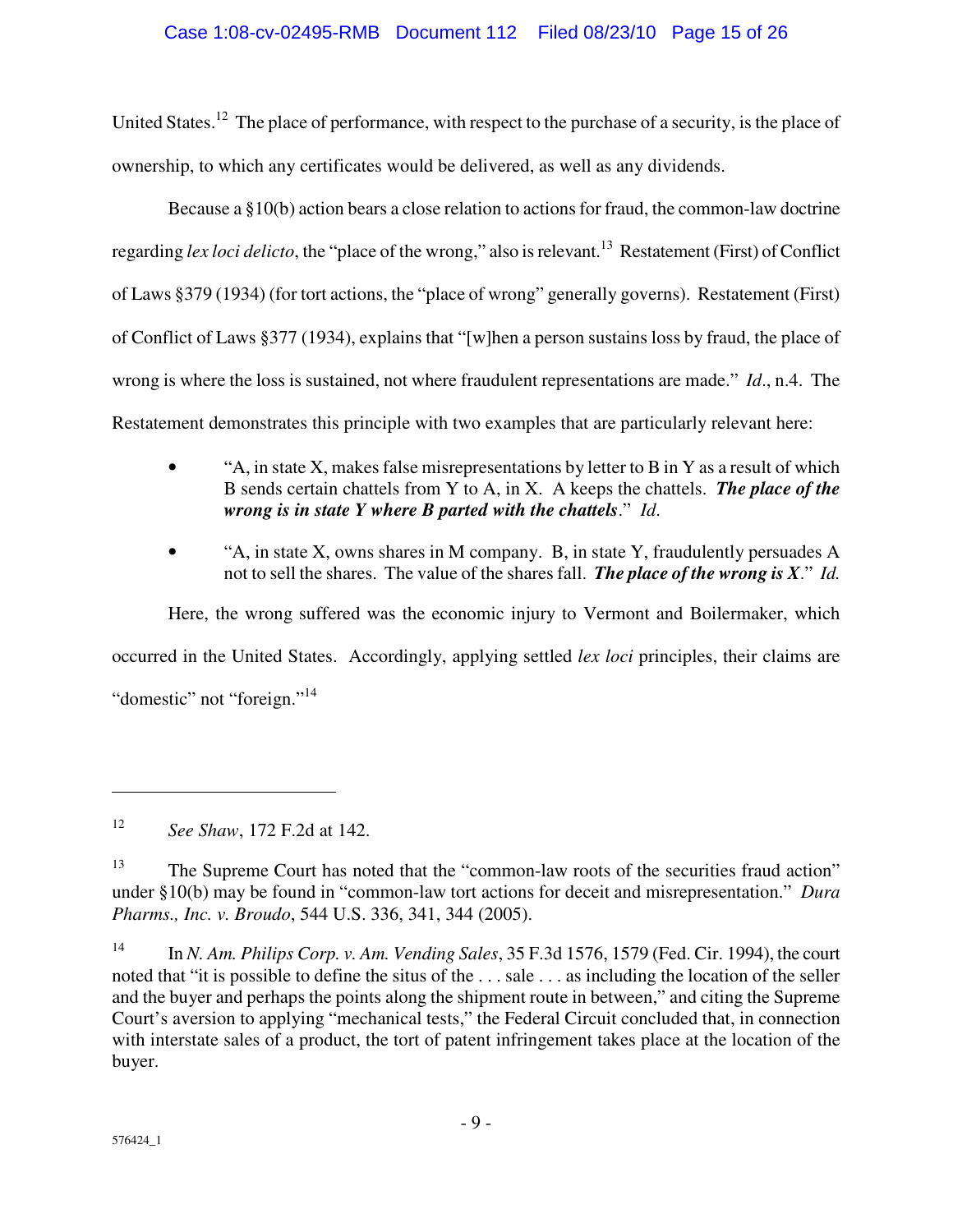United States.[12] The place of performance, with respect to the purchase of a security, is the place of ownership, to which any certificates would be delivered, as well as any dividends.

Because a §10(b) action bears a close relation to actions for fraud, the common-law doctrine regarding *lex loci delicto*, the "place of the wrong," also is relevant.[13] Restatement (First) of Conflict of Laws §379 (1934) (for tort actions, the "place of wrong" generally governs). Restatement (First) of Conflict of Laws §377 (1934), explains that "[w]hen a person sustains loss by fraud, the place of wrong is where the loss is sustained, not where fraudulent representations are made." *Id*., n.4. The Restatement demonstrates this principle with two examples that are particularly relevant here:

- "A, in state X, makes false misrepresentations by letter to B in Y as a result of which B sends certain chattels from Y to A, in X. A keeps the chattels. ***The place of the wrong is in state Y where B parted with the chattels***." *Id*.
- "A, in state X, owns shares in M company. B, in state Y, fraudulently persuades A not to sell the shares. The value of the shares fall. ***The place of the wrong is X***." *Id.*

Here, the wrong suffered was the economic injury to Vermont and Boilermaker, which occurred in the United States. Accordingly, applying settled *lex loci* principles, their claims are "domestic" not "foreign."[14]

---

[12] *See Shaw*, 172 F.2d at 142.

[13] The Supreme Court has noted that the "common-law roots of the securities fraud action" under §10(b) may be found in "common-law tort actions for deceit and misrepresentation." *Dura Pharms., Inc. v. Broudo*, 544 U.S. 336, 341, 344 (2005).

[14] In *N. Am. Philips Corp. v. Am. Vending Sales*, 35 F.3d 1576, 1579 (Fed. Cir. 1994), the court noted that "it is possible to define the situs of the . . . sale . . . as including the location of the seller and the buyer and perhaps the points along the shipment route in between," and citing the Supreme Court's aversion to applying "mechanical tests," the Federal Circuit concluded that, in connection with interstate sales of a product, the tort of patent infringement takes place at the location of the buyer.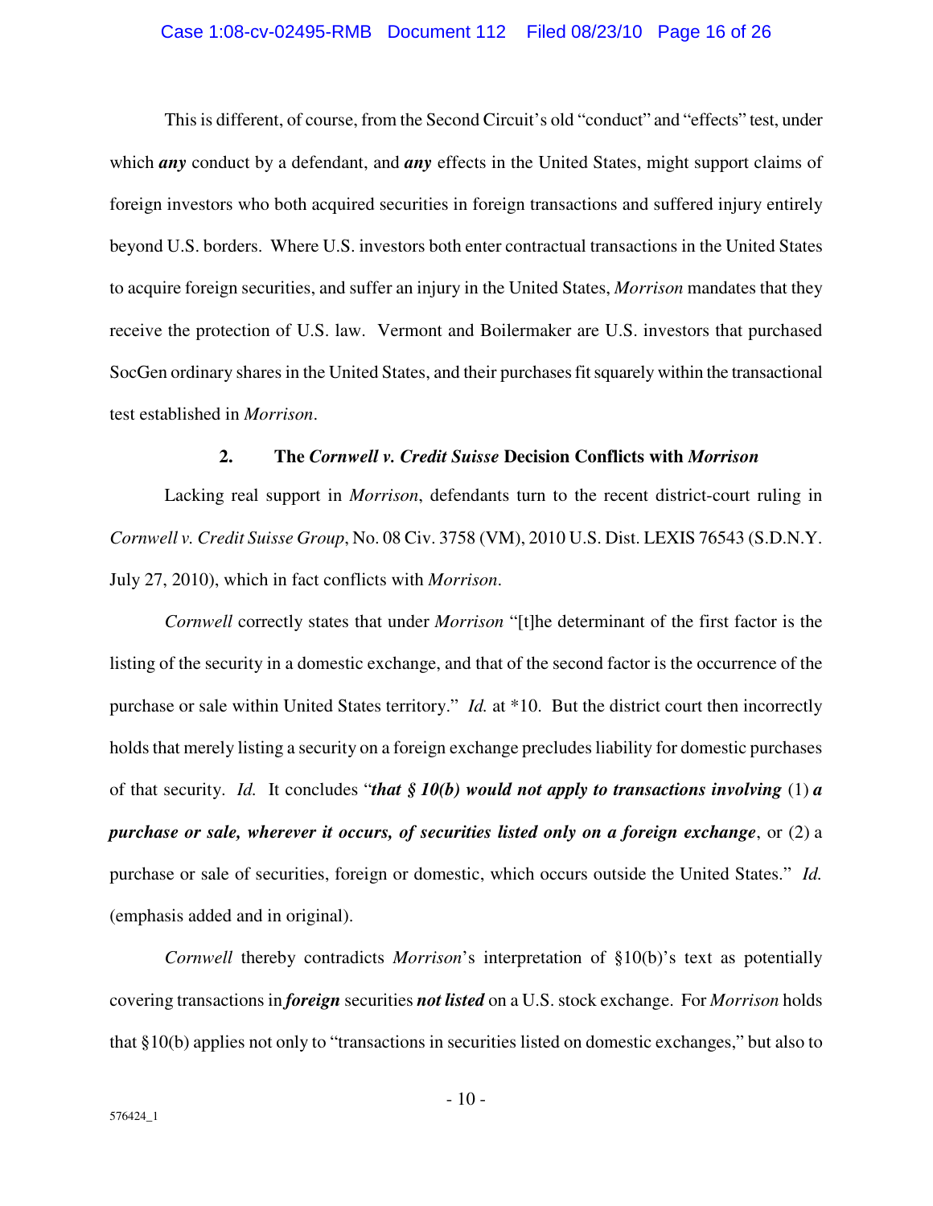This is different, of course, from the Second Circuit's old "conduct" and "effects" test, under which ***any*** conduct by a defendant, and ***any*** effects in the United States, might support claims of foreign investors who both acquired securities in foreign transactions and suffered injury entirely beyond U.S. borders. Where U.S. investors both enter contractual transactions in the United States to acquire foreign securities, and suffer an injury in the United States, *Morrison* mandates that they receive the protection of U.S. law. Vermont and Boilermaker are U.S. investors that purchased SocGen ordinary shares in the United States, and their purchases fit squarely within the transactional test established in *Morrison*.

### 2. The *Cornwell v. Credit Suisse* Decision Conflicts with *Morrison*

Lacking real support in *Morrison*, defendants turn to the recent district-court ruling in *Cornwell v. Credit Suisse Group*, No. 08 Civ. 3758 (VM), 2010 U.S. Dist. LEXIS 76543 (S.D.N.Y. July 27, 2010), which in fact conflicts with *Morrison*.

*Cornwell* correctly states that under *Morrison* "[t]he determinant of the first factor is the listing of the security in a domestic exchange, and that of the second factor is the occurrence of the purchase or sale within United States territory." *Id.* at *10. But the district court then incorrectly holds that merely listing a security on a foreign exchange precludes liability for domestic purchases of that security. *Id.* It concludes "***that § 10(b) would not apply to transactions involving*** (1) ***a purchase or sale, wherever it occurs, of securities listed only on a foreign exchange***, or (2) a purchase or sale of securities, foreign or domestic, which occurs outside the United States." *Id.* (emphasis added and in original).

*Cornwell* thereby contradicts *Morrison*'s interpretation of §10(b)'s text as potentially covering transactions in ***foreign*** securities ***not listed*** on a U.S. stock exchange. For *Morrison* holds that §10(b) applies not only to "transactions in securities listed on domestic exchanges," but also to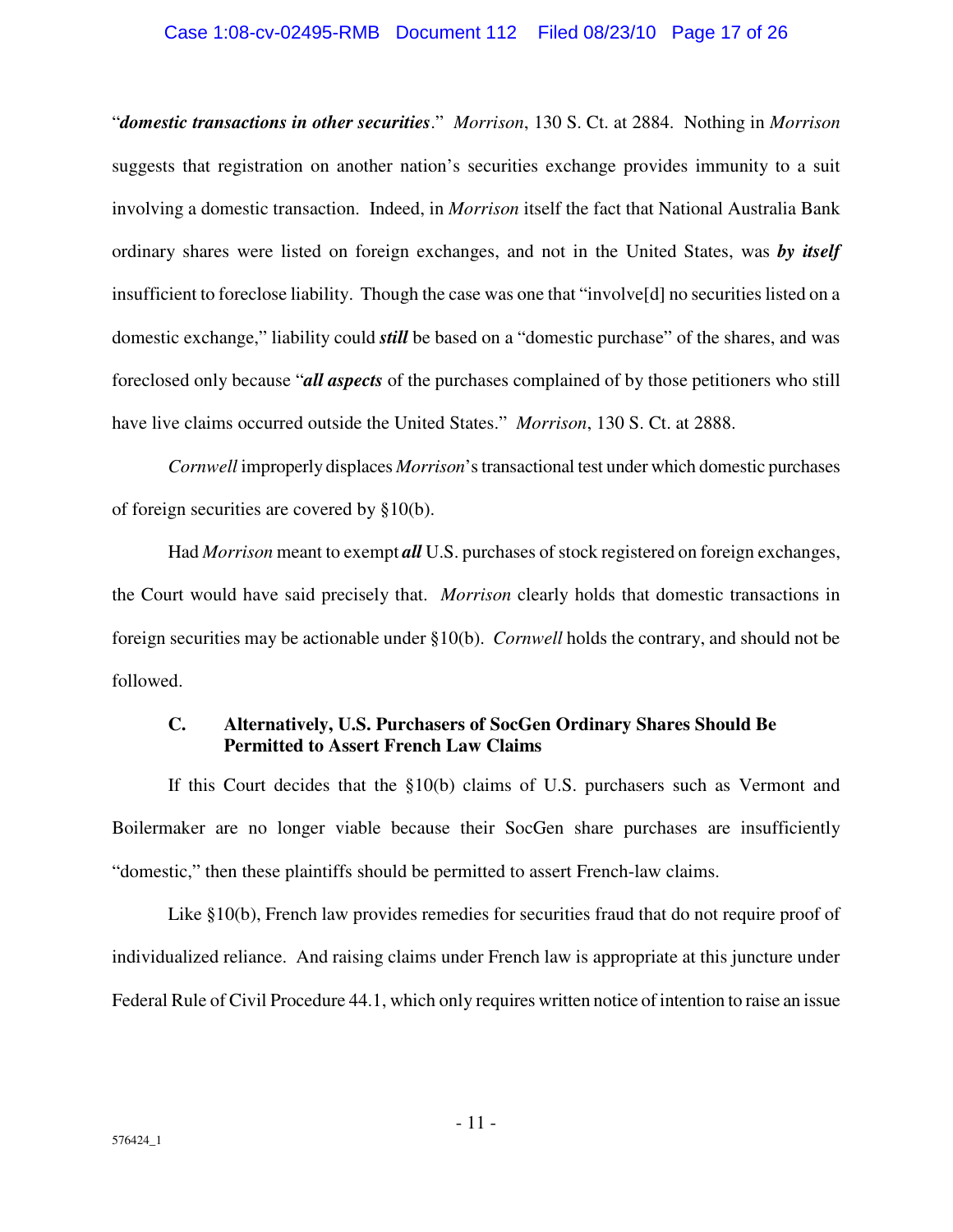"***domestic transactions in other securities***." *Morrison*, 130 S. Ct. at 2884. Nothing in *Morrison* suggests that registration on another nation's securities exchange provides immunity to a suit involving a domestic transaction. Indeed, in *Morrison* itself the fact that National Australia Bank ordinary shares were listed on foreign exchanges, and not in the United States, was ***by itself*** insufficient to foreclose liability. Though the case was one that "involve[d] no securities listed on a domestic exchange," liability could ***still*** be based on a "domestic purchase" of the shares, and was foreclosed only because "***all aspects*** of the purchases complained of by those petitioners who still have live claims occurred outside the United States." *Morrison*, 130 S. Ct. at 2888.

*Cornwell* improperly displaces *Morrison*'s transactional test under which domestic purchases of foreign securities are covered by §10(b).

Had *Morrison* meant to exempt ***all*** U.S. purchases of stock registered on foreign exchanges, the Court would have said precisely that. *Morrison* clearly holds that domestic transactions in foreign securities may be actionable under §10(b). *Cornwell* holds the contrary, and should not be followed.

### C. Alternatively, U.S. Purchasers of SocGen Ordinary Shares Should Be Permitted to Assert French Law Claims

If this Court decides that the §10(b) claims of U.S. purchasers such as Vermont and Boilermaker are no longer viable because their SocGen share purchases are insufficiently "domestic," then these plaintiffs should be permitted to assert French-law claims.

Like §10(b), French law provides remedies for securities fraud that do not require proof of individualized reliance. And raising claims under French law is appropriate at this juncture under Federal Rule of Civil Procedure 44.1, which only requires written notice of intention to raise an issue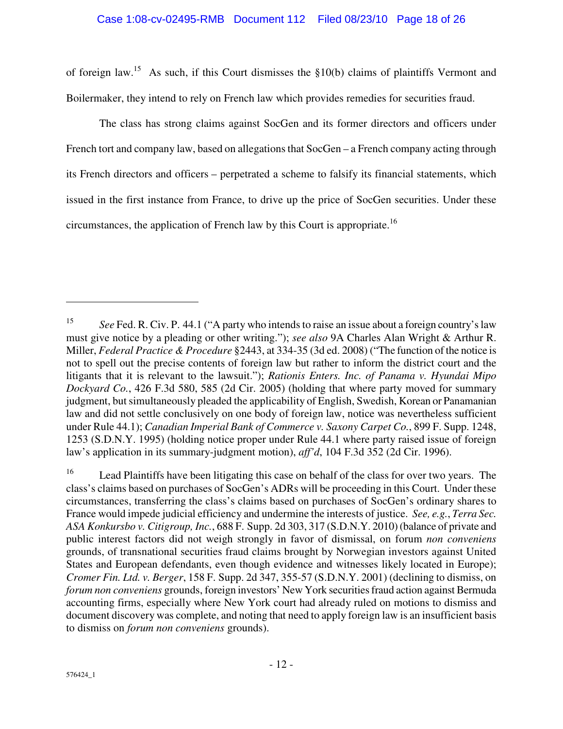of foreign law.[15] As such, if this Court dismisses the §10(b) claims of plaintiffs Vermont and Boilermaker, they intend to rely on French law which provides remedies for securities fraud.

The class has strong claims against SocGen and its former directors and officers under French tort and company law, based on allegations that SocGen – a French company acting through its French directors and officers – perpetrated a scheme to falsify its financial statements, which issued in the first instance from France, to drive up the price of SocGen securities. Under these circumstances, the application of French law by this Court is appropriate.[16]

---

[15] *See* Fed. R. Civ. P. 44.1 ("A party who intends to raise an issue about a foreign country's law must give notice by a pleading or other writing."); *see also* 9A Charles Alan Wright & Arthur R. Miller, *Federal Practice & Procedure* §2443, at 334-35 (3d ed. 2008) ("The function of the notice is not to spell out the precise contents of foreign law but rather to inform the district court and the litigants that it is relevant to the lawsuit."); *Rationis Enters. Inc. of Panama v. Hyundai Mipo Dockyard Co.*, 426 F.3d 580, 585 (2d Cir. 2005) (holding that where party moved for summary judgment, but simultaneously pleaded the applicability of English, Swedish, Korean or Panamanian law and did not settle conclusively on one body of foreign law, notice was nevertheless sufficient under Rule 44.1); *Canadian Imperial Bank of Commerce v. Saxony Carpet Co.*, 899 F. Supp. 1248, 1253 (S.D.N.Y. 1995) (holding notice proper under Rule 44.1 where party raised issue of foreign law's application in its summary-judgment motion), *aff'd*, 104 F.3d 352 (2d Cir. 1996).

[16] Lead Plaintiffs have been litigating this case on behalf of the class for over two years. The class's claims based on purchases of SocGen's ADRs will be proceeding in this Court. Under these circumstances, transferring the class's claims based on purchases of SocGen's ordinary shares to France would impede judicial efficiency and undermine the interests of justice. *See, e.g.*, *Terra Sec. ASA Konkursbo v. Citigroup, Inc.*, 688 F. Supp. 2d 303, 317 (S.D.N.Y. 2010) (balance of private and public interest factors did not weigh strongly in favor of dismissal, on forum *non conveniens* grounds, of transnational securities fraud claims brought by Norwegian investors against United States and European defendants, even though evidence and witnesses likely located in Europe); *Cromer Fin. Ltd. v. Berger*, 158 F. Supp. 2d 347, 355-57 (S.D.N.Y. 2001) (declining to dismiss, on *forum non conveniens* grounds, foreign investors' New York securities fraud action against Bermuda accounting firms, especially where New York court had already ruled on motions to dismiss and document discovery was complete, and noting that need to apply foreign law is an insufficient basis to dismiss on *forum non conveniens* grounds).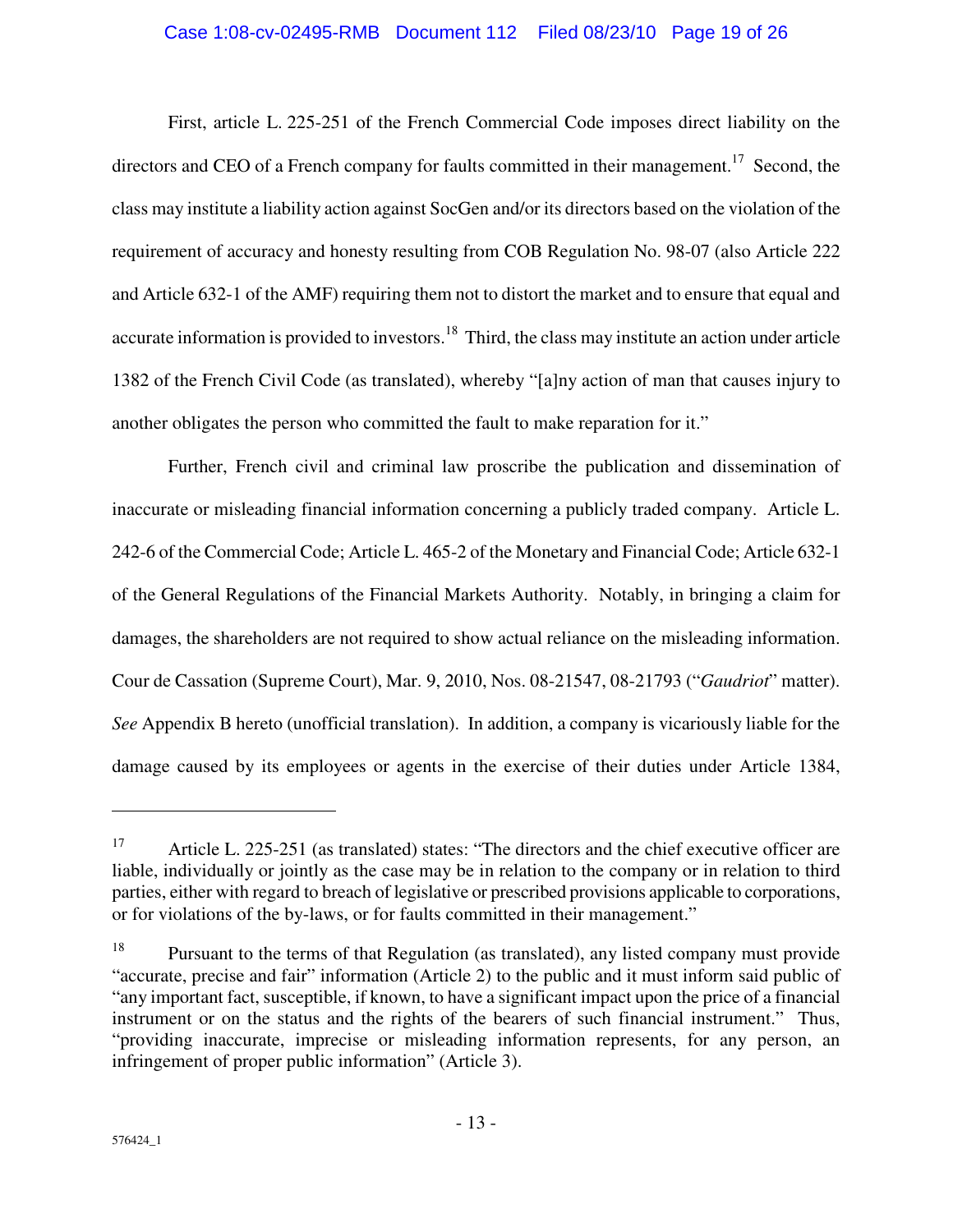First, article L. 225-251 of the French Commercial Code imposes direct liability on the directors and CEO of a French company for faults committed in their management.[17] Second, the class may institute a liability action against SocGen and/or its directors based on the violation of the requirement of accuracy and honesty resulting from COB Regulation No. 98-07 (also Article 222 and Article 632-1 of the AMF) requiring them not to distort the market and to ensure that equal and accurate information is provided to investors.[18] Third, the class may institute an action under article 1382 of the French Civil Code (as translated), whereby "[a]ny action of man that causes injury to another obligates the person who committed the fault to make reparation for it."

Further, French civil and criminal law proscribe the publication and dissemination of inaccurate or misleading financial information concerning a publicly traded company. Article L. 242-6 of the Commercial Code; Article L. 465-2 of the Monetary and Financial Code; Article 632-1 of the General Regulations of the Financial Markets Authority. Notably, in bringing a claim for damages, the shareholders are not required to show actual reliance on the misleading information. Cour de Cassation (Supreme Court), Mar. 9, 2010, Nos. 08-21547, 08-21793 ("*Gaudriot*" matter). *See* Appendix B hereto (unofficial translation). In addition, a company is vicariously liable for the damage caused by its employees or agents in the exercise of their duties under Article 1384,

---

[17] Article L. 225-251 (as translated) states: "The directors and the chief executive officer are liable, individually or jointly as the case may be in relation to the company or in relation to third parties, either with regard to breach of legislative or prescribed provisions applicable to corporations, or for violations of the by-laws, or for faults committed in their management."

[18] Pursuant to the terms of that Regulation (as translated), any listed company must provide "accurate, precise and fair" information (Article 2) to the public and it must inform said public of "any important fact, susceptible, if known, to have a significant impact upon the price of a financial instrument or on the status and the rights of the bearers of such financial instrument." Thus, "providing inaccurate, imprecise or misleading information represents, for any person, an infringement of proper public information" (Article 3).

576424_1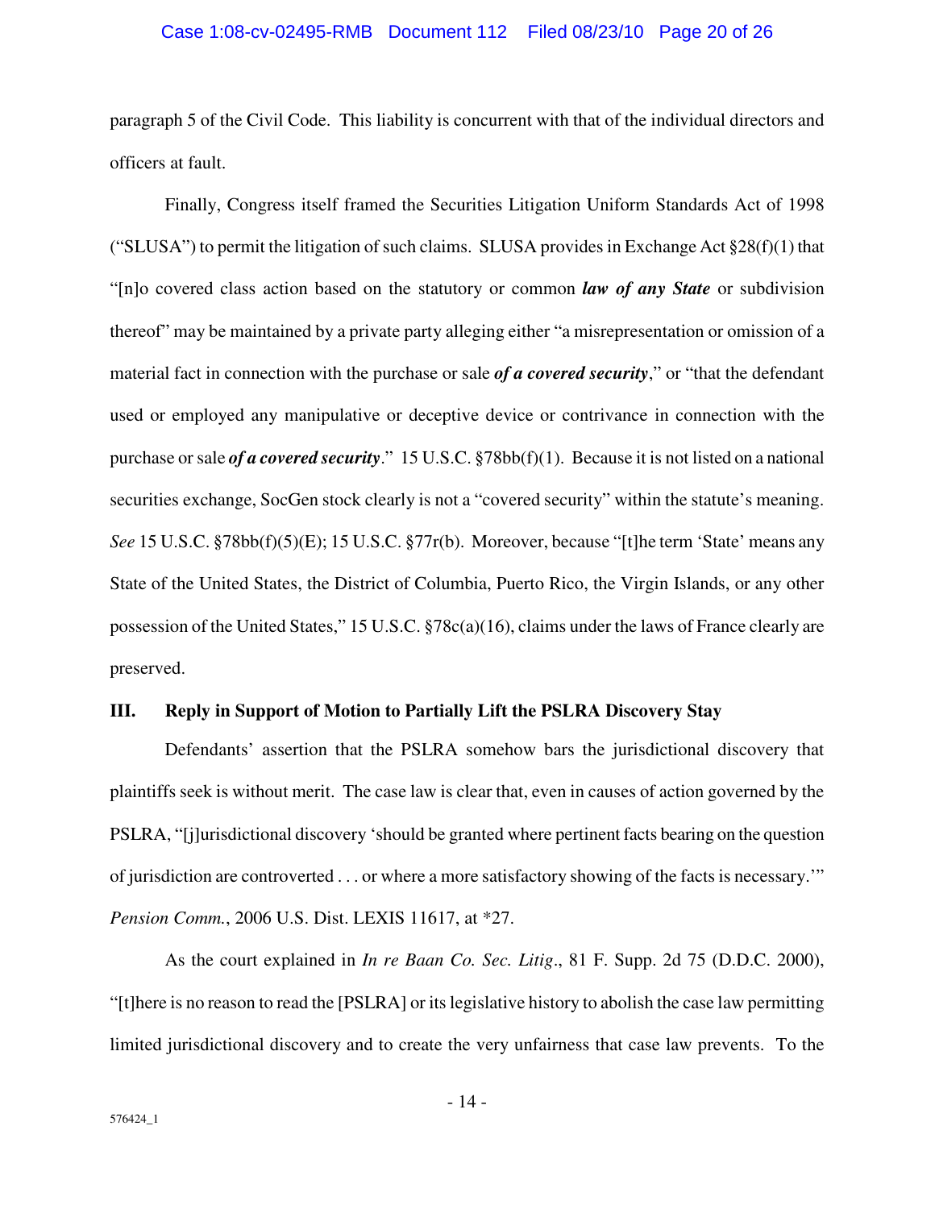paragraph 5 of the Civil Code. This liability is concurrent with that of the individual directors and officers at fault.

Finally, Congress itself framed the Securities Litigation Uniform Standards Act of 1998 ("SLUSA") to permit the litigation of such claims. SLUSA provides in Exchange Act §28(f)(1) that "[n]o covered class action based on the statutory or common ***law of any State*** or subdivision thereof" may be maintained by a private party alleging either "a misrepresentation or omission of a material fact in connection with the purchase or sale ***of a covered security***," or "that the defendant used or employed any manipulative or deceptive device or contrivance in connection with the purchase or sale ***of a covered security***." 15 U.S.C. §78bb(f)(1). Because it is not listed on a national securities exchange, SocGen stock clearly is not a "covered security" within the statute's meaning. *See* 15 U.S.C. §78bb(f)(5)(E); 15 U.S.C. §77r(b). Moreover, because "[t]he term 'State' means any State of the United States, the District of Columbia, Puerto Rico, the Virgin Islands, or any other possession of the United States," 15 U.S.C. §78c(a)(16), claims under the laws of France clearly are preserved.

## III. Reply in Support of Motion to Partially Lift the PSLRA Discovery Stay

Defendants' assertion that the PSLRA somehow bars the jurisdictional discovery that plaintiffs seek is without merit. The case law is clear that, even in causes of action governed by the PSLRA, "[j]urisdictional discovery 'should be granted where pertinent facts bearing on the question of jurisdiction are controverted . . . or where a more satisfactory showing of the facts is necessary.'" *Pension Comm.*, 2006 U.S. Dist. LEXIS 11617, at *27.

As the court explained in *In re Baan Co. Sec. Litig*., 81 F. Supp. 2d 75 (D.D.C. 2000), "[t]here is no reason to read the [PSLRA] or its legislative history to abolish the case law permitting limited jurisdictional discovery and to create the very unfairness that case law prevents. To the

576424_1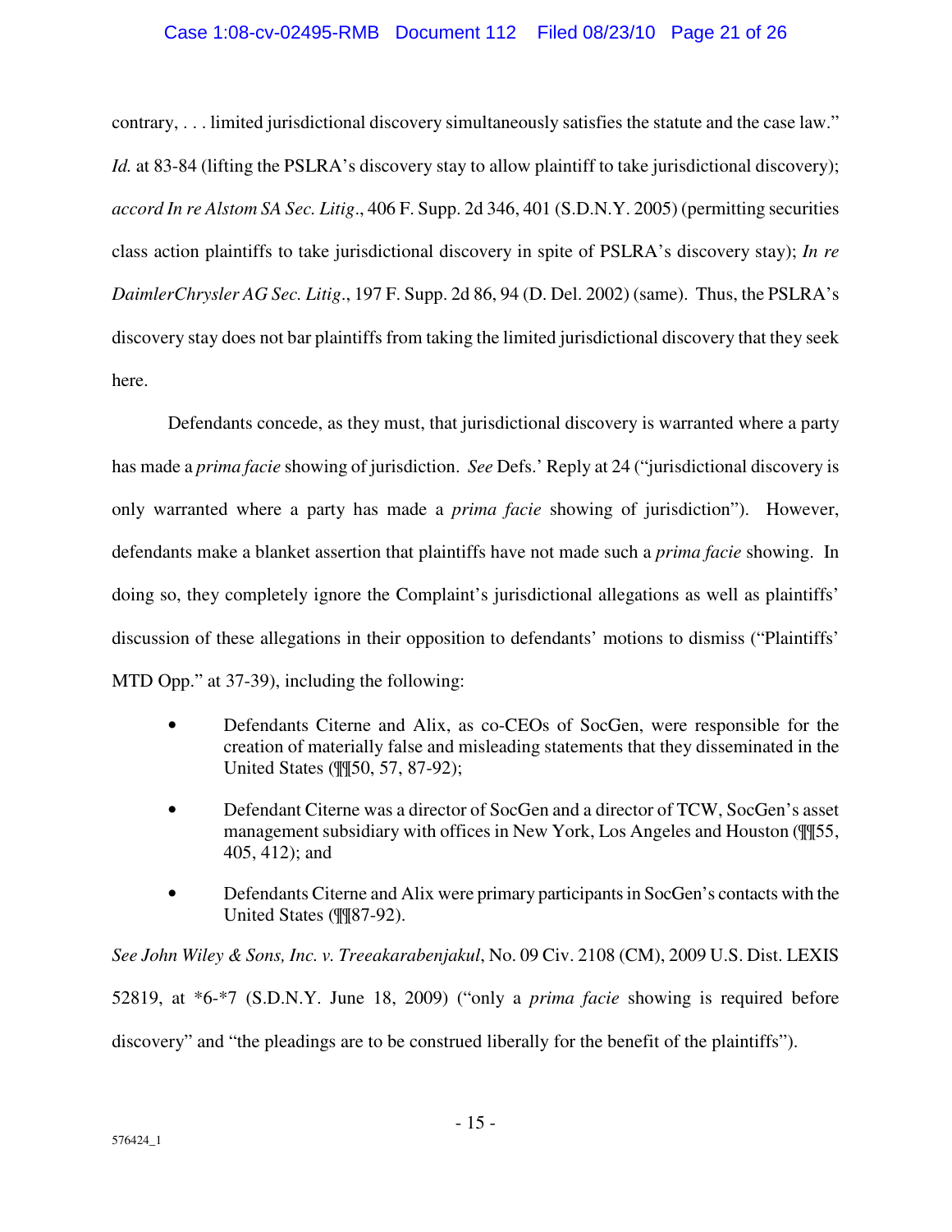contrary, . . . limited jurisdictional discovery simultaneously satisfies the statute and the case law." *Id.* at 83-84 (lifting the PSLRA's discovery stay to allow plaintiff to take jurisdictional discovery); *accord In re Alstom SA Sec. Litig*., 406 F. Supp. 2d 346, 401 (S.D.N.Y. 2005) (permitting securities class action plaintiffs to take jurisdictional discovery in spite of PSLRA's discovery stay); *In re DaimlerChrysler AG Sec. Litig*., 197 F. Supp. 2d 86, 94 (D. Del. 2002) (same). Thus, the PSLRA's discovery stay does not bar plaintiffs from taking the limited jurisdictional discovery that they seek here.

Defendants concede, as they must, that jurisdictional discovery is warranted where a party has made a *prima facie* showing of jurisdiction. *See* Defs.' Reply at 24 ("jurisdictional discovery is only warranted where a party has made a *prima facie* showing of jurisdiction"). However, defendants make a blanket assertion that plaintiffs have not made such a *prima facie* showing. In doing so, they completely ignore the Complaint's jurisdictional allegations as well as plaintiffs' discussion of these allegations in their opposition to defendants' motions to dismiss ("Plaintiffs' MTD Opp." at 37-39), including the following:

- Defendants Citerne and Alix, as co-CEOs of SocGen, were responsible for the creation of materially false and misleading statements that they disseminated in the United States (¶¶50, 57, 87-92);
- Defendant Citerne was a director of SocGen and a director of TCW, SocGen's asset management subsidiary with offices in New York, Los Angeles and Houston (¶¶55, 405, 412); and
- Defendants Citerne and Alix were primary participants in SocGen's contacts with the United States (¶¶87-92).

*See John Wiley & Sons, Inc. v. Treeakarabenjakul*, No. 09 Civ. 2108 (CM), 2009 U.S. Dist. LEXIS 52819, at *6-*7 (S.D.N.Y. June 18, 2009) ("only a *prima facie* showing is required before discovery" and "the pleadings are to be construed liberally for the benefit of the plaintiffs").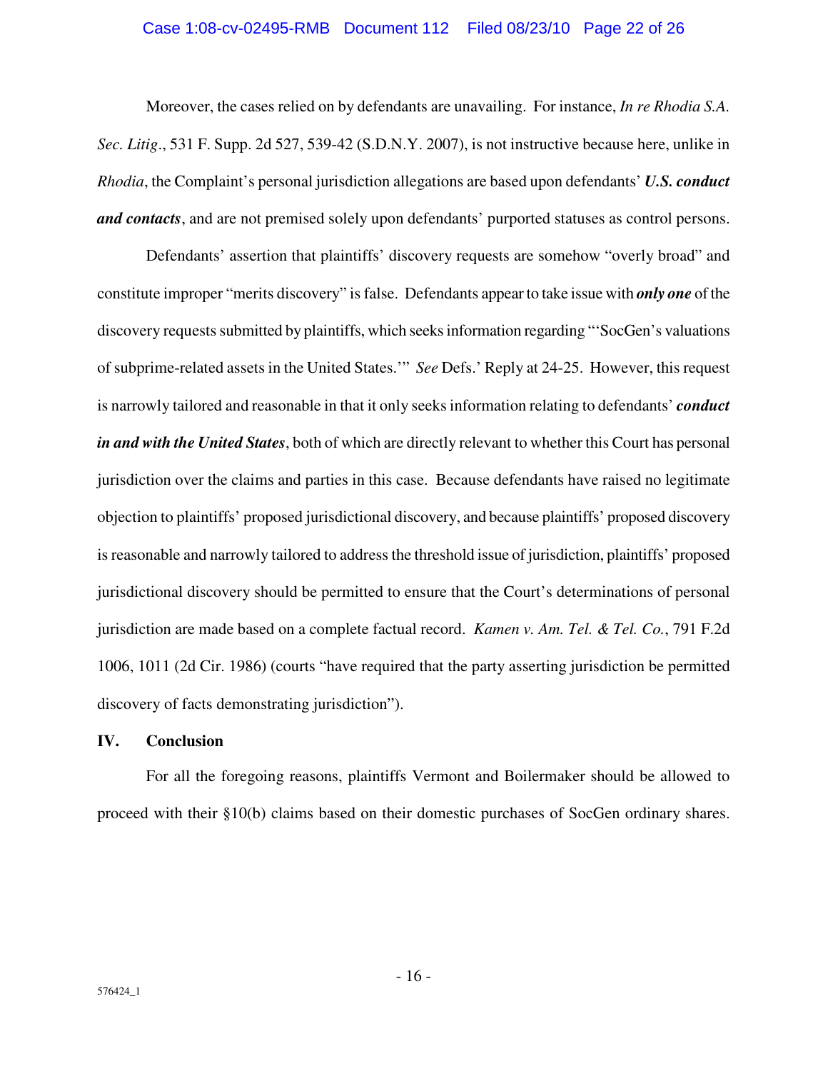Moreover, the cases relied on by defendants are unavailing. For instance, *In re Rhodia S.A. Sec. Litig*., 531 F. Supp. 2d 527, 539-42 (S.D.N.Y. 2007), is not instructive because here, unlike in *Rhodia*, the Complaint's personal jurisdiction allegations are based upon defendants' ***U.S. conduct and contacts***, and are not premised solely upon defendants' purported statuses as control persons.

Defendants' assertion that plaintiffs' discovery requests are somehow "overly broad" and constitute improper "merits discovery" is false. Defendants appear to take issue with ***only one*** of the discovery requests submitted by plaintiffs, which seeks information regarding "'SocGen's valuations of subprime-related assets in the United States.'" *See* Defs.' Reply at 24-25. However, this request is narrowly tailored and reasonable in that it only seeks information relating to defendants' ***conduct in and with the United States***, both of which are directly relevant to whether this Court has personal jurisdiction over the claims and parties in this case. Because defendants have raised no legitimate objection to plaintiffs' proposed jurisdictional discovery, and because plaintiffs' proposed discovery is reasonable and narrowly tailored to address the threshold issue of jurisdiction, plaintiffs' proposed jurisdictional discovery should be permitted to ensure that the Court's determinations of personal jurisdiction are made based on a complete factual record. *Kamen v. Am. Tel. & Tel. Co.*, 791 F.2d 1006, 1011 (2d Cir. 1986) (courts "have required that the party asserting jurisdiction be permitted discovery of facts demonstrating jurisdiction").

## IV. Conclusion

For all the foregoing reasons, plaintiffs Vermont and Boilermaker should be allowed to proceed with their §10(b) claims based on their domestic purchases of SocGen ordinary shares.

576424_1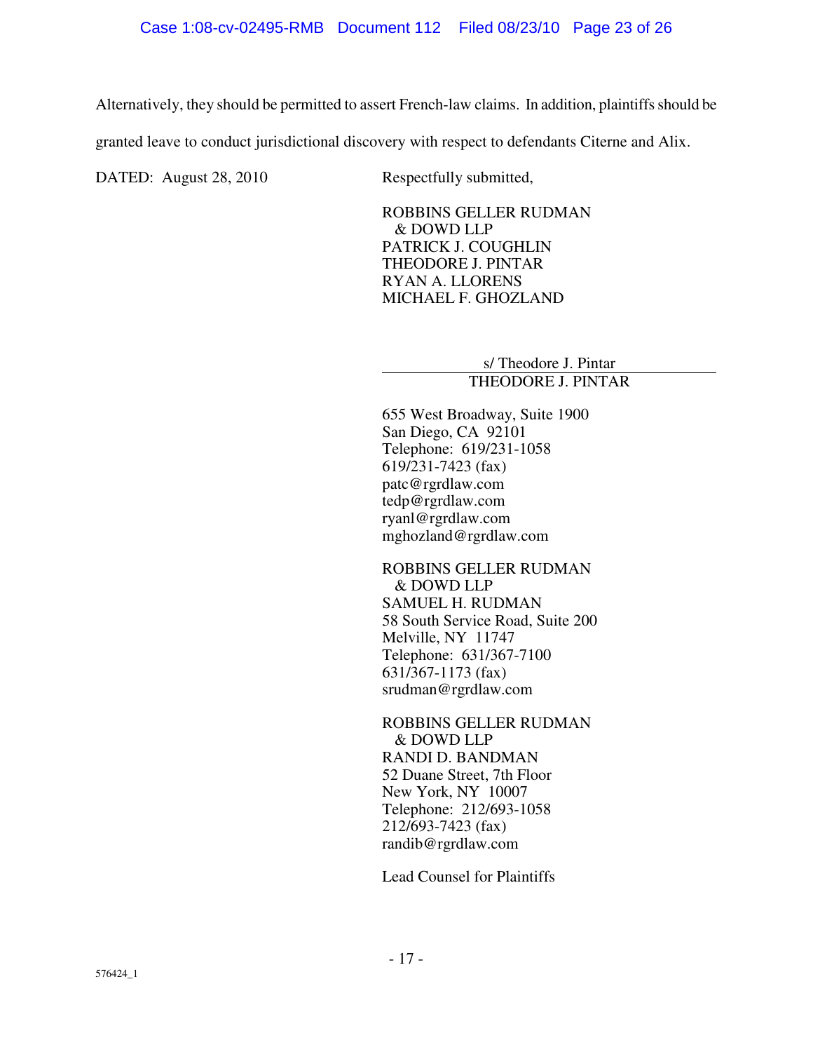Alternatively, they should be permitted to assert French-law claims. In addition, plaintiffs should be granted leave to conduct jurisdictional discovery with respect to defendants Citerne and Alix.

DATED: August 28, 2010

Respectfully submitted,

ROBBINS GELLER RUDMAN
& DOWD LLP
PATRICK J. COUGHLIN
THEODORE J. PINTAR
RYAN A. LLORENS
MICHAEL F. GHOZLAND

s/ Theodore J. Pintar
THEODORE J. PINTAR

655 West Broadway, Suite 1900
San Diego, CA 92101
Telephone: 619/231-1058
619/231-7423 (fax)
patc@rgrdlaw.com
tedp@rgrdlaw.com
ryanl@rgrdlaw.com
mghozland@rgrdlaw.com

ROBBINS GELLER RUDMAN
& DOWD LLP
SAMUEL H. RUDMAN
58 South Service Road, Suite 200
Melville, NY 11747
Telephone: 631/367-7100
631/367-1173 (fax)
srudman@rgrdlaw.com

ROBBINS GELLER RUDMAN
& DOWD LLP
RANDI D. BANDMAN
52 Duane Street, 7th Floor
New York, NY 10007
Telephone: 212/693-1058
212/693-7423 (fax)
randib@rgrdlaw.com

Lead Counsel for Plaintiffs

576424_1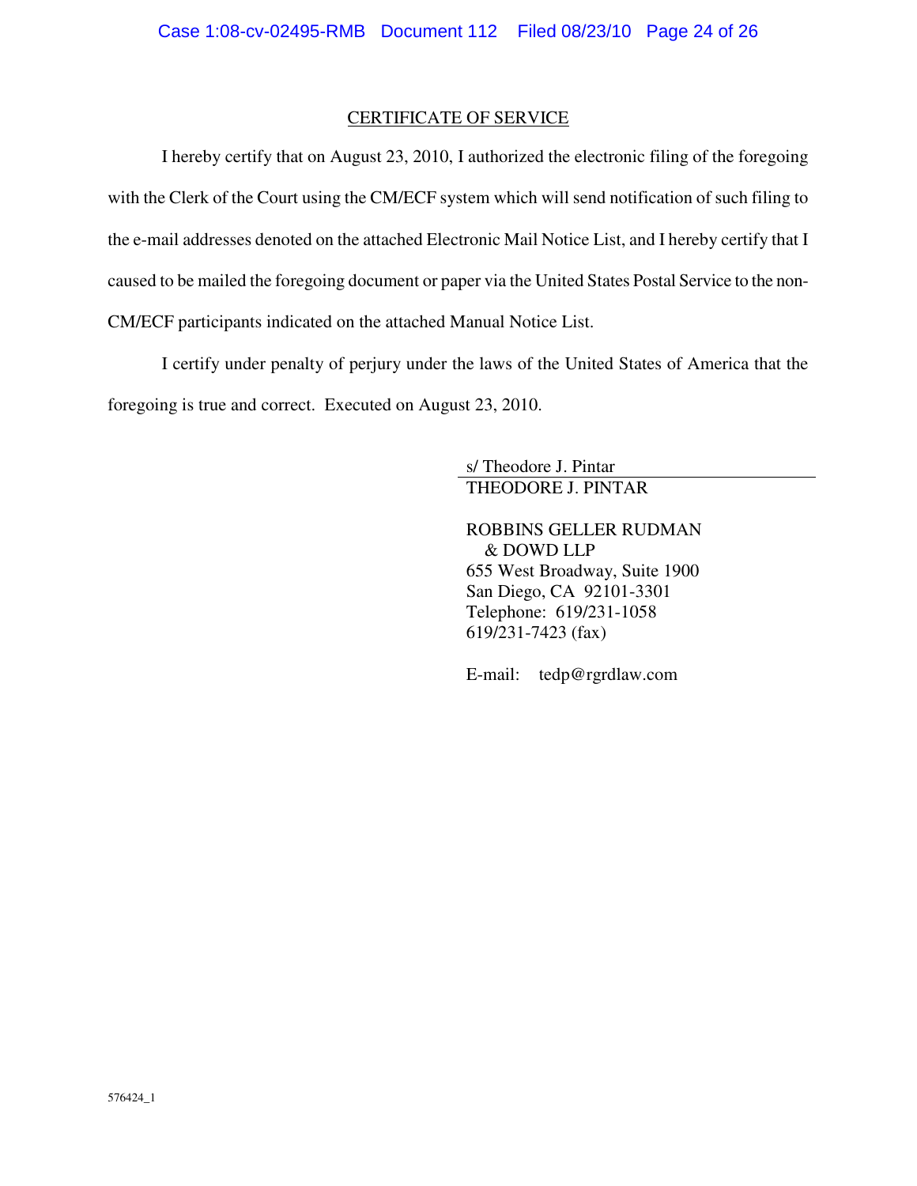## CERTIFICATE OF SERVICE

I hereby certify that on August 23, 2010, I authorized the electronic filing of the foregoing with the Clerk of the Court using the CM/ECF system which will send notification of such filing to the e-mail addresses denoted on the attached Electronic Mail Notice List, and I hereby certify that I caused to be mailed the foregoing document or paper via the United States Postal Service to the non-CM/ECF participants indicated on the attached Manual Notice List.

I certify under penalty of perjury under the laws of the United States of America that the foregoing is true and correct. Executed on August 23, 2010.

s/ Theodore J. Pintar
THEODORE J. PINTAR

ROBBINS GELLER RUDMAN
& DOWD LLP
655 West Broadway, Suite 1900
San Diego, CA 92101-3301
Telephone: 619/231-1058
619/231-7423 (fax)

E-mail: tedp@rgrdlaw.com

576424_1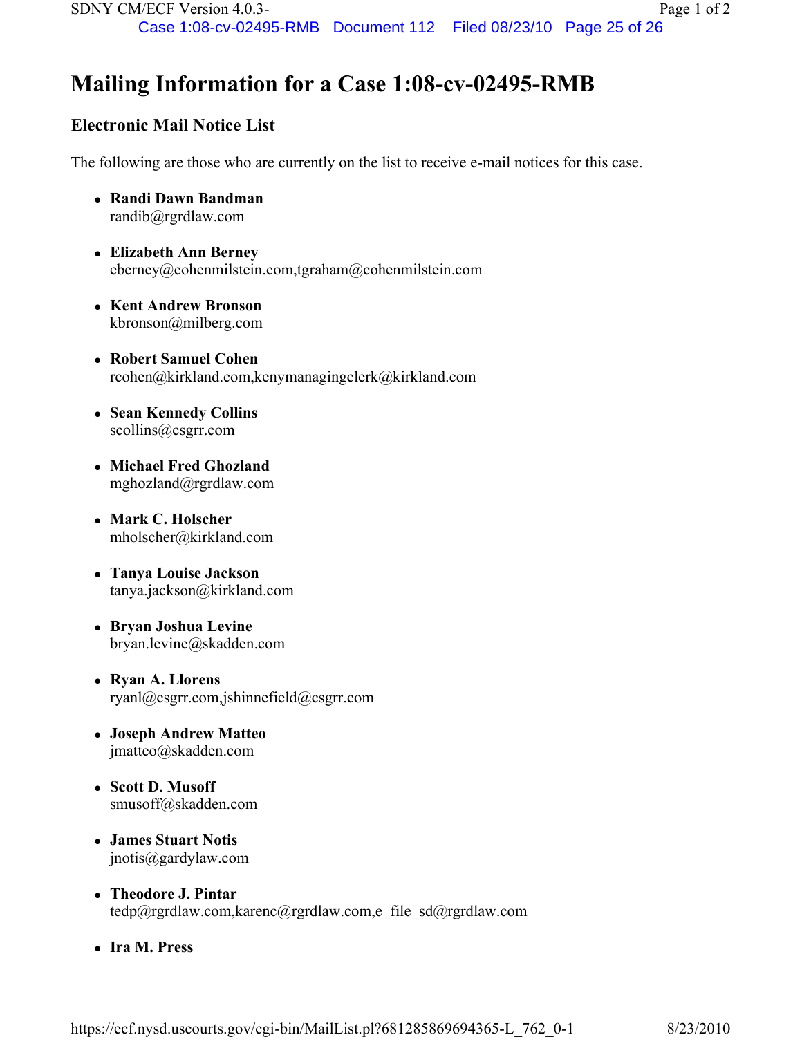# Mailing Information for a Case 1:08-cv-02495-RMB

## Electronic Mail Notice List

The following are those who are currently on the list to receive e-mail notices for this case.

- **Randi Dawn Bandman**
  randib@rgrdlaw.com
- **Elizabeth Ann Berney**
  eberney@cohenmilstein.com,tgraham@cohenmilstein.com
- **Kent Andrew Bronson**
  kbronson@milberg.com
- **Robert Samuel Cohen**
  rcohen@kirkland.com,kenymanagingclerk@kirkland.com
- **Sean Kennedy Collins**
  scollins@csgrr.com
- **Michael Fred Ghozland**
  mghozland@rgrdlaw.com
- **Mark C. Holscher**
  mholscher@kirkland.com
- **Tanya Louise Jackson**
  tanya.jackson@kirkland.com
- **Bryan Joshua Levine**
  bryan.levine@skadden.com
- **Ryan A. Llorens**
  ryanl@csgrr.com,jshinnefield@csgrr.com
- **Joseph Andrew Matteo**
  jmatteo@skadden.com
- **Scott D. Musoff**
  smusoff@skadden.com
- **James Stuart Notis**
  jnotis@gardylaw.com
- **Theodore J. Pintar**
  tedp@rgrdlaw.com,karenc@rgrdlaw.com,e_file_sd@rgrdlaw.com
- **Ira M. Press**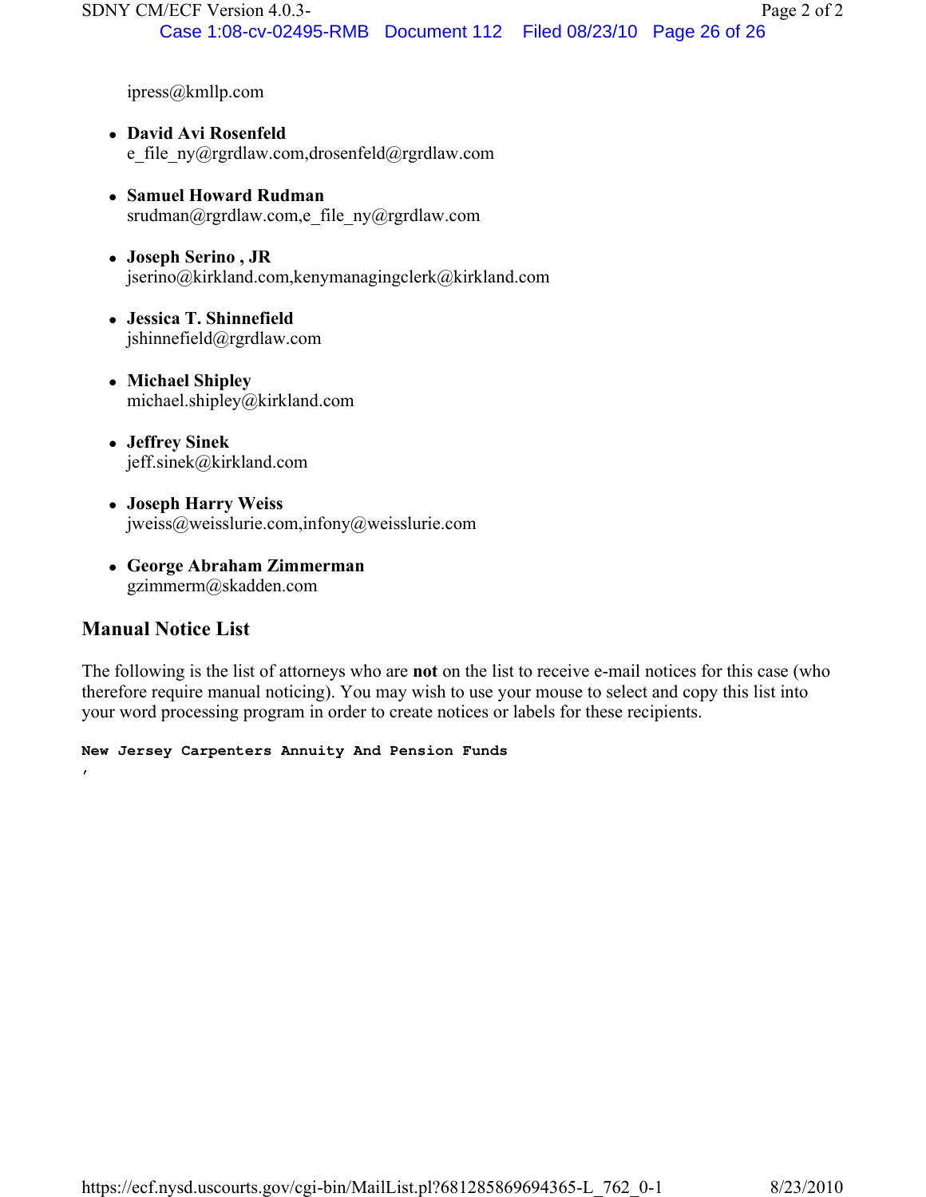ipress@kmllp.com

- **David Avi Rosenfeld**
  e_file_ny@rgrdlaw.com,drosenfeld@rgrdlaw.com

- **Samuel Howard Rudman**
  srudman@rgrdlaw.com,e_file_ny@rgrdlaw.com

- **Joseph Serino , JR**
  jserino@kirkland.com,kenymanagingclerk@kirkland.com

- **Jessica T. Shinnefield**
  jshinnefield@rgrdlaw.com

- **Michael Shipley**
  michael.shipley@kirkland.com

- **Jeffrey Sinek**
  jeff.sinek@kirkland.com

- **Joseph Harry Weiss**
  jweiss@weisslurie.com,infony@weisslurie.com

- **George Abraham Zimmerman**
  gzimmerm@skadden.com

## Manual Notice List

The following is the list of attorneys who are **not** on the list to receive e-mail notices for this case (who therefore require manual noticing). You may wish to use your mouse to select and copy this list into your word processing program in order to create notices or labels for these recipients.

**New Jersey Carpenters Annuity And Pension Funds**

,